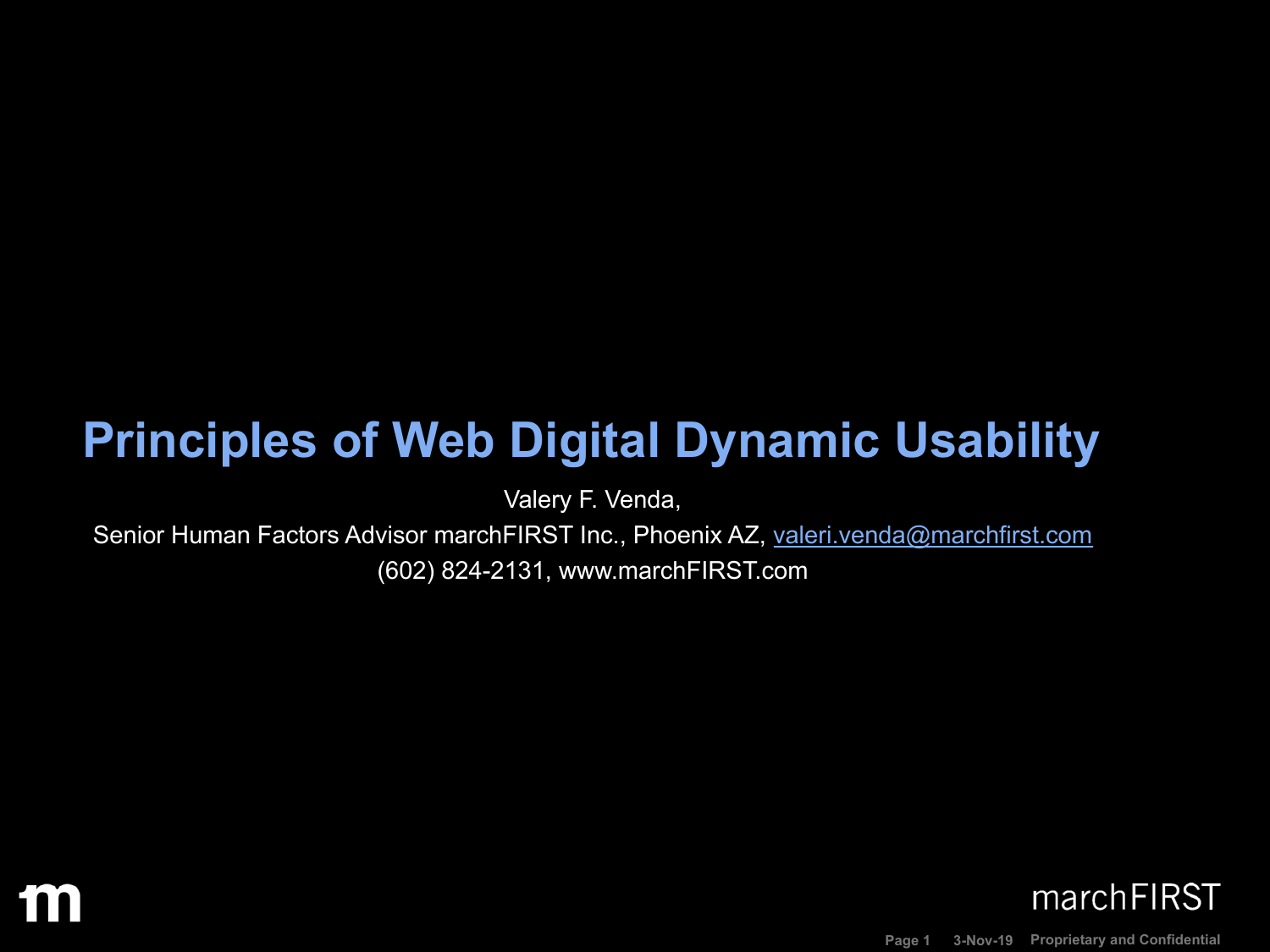# Principles of Web Digital Dynamic Usability

Valery F. Venda,

Senior Human Factors Advisor marchFIRST Inc., Phoenix AZ, valeri.venda@marchfirst.com

(602) 824-2131, www.marchFIRST.com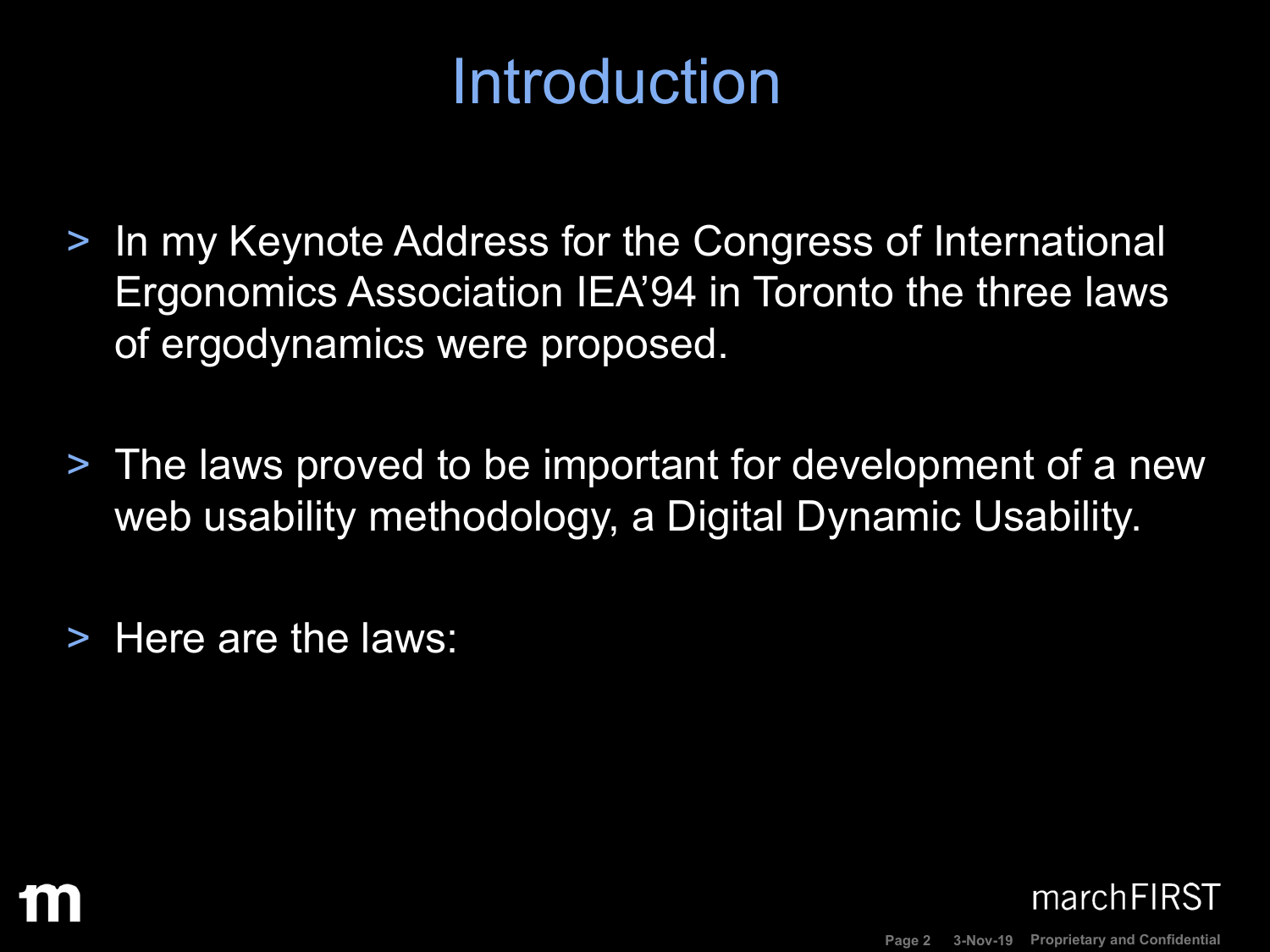# Introduction

- In my Keynote Address for the Congress of International Ergonomics Association IEA'94 in Toronto the three laws of ergodynamics were proposed.
- The laws proved to be important for development of a new web usability methodology, a Digital Dynamic Usability.
- Here are the laws: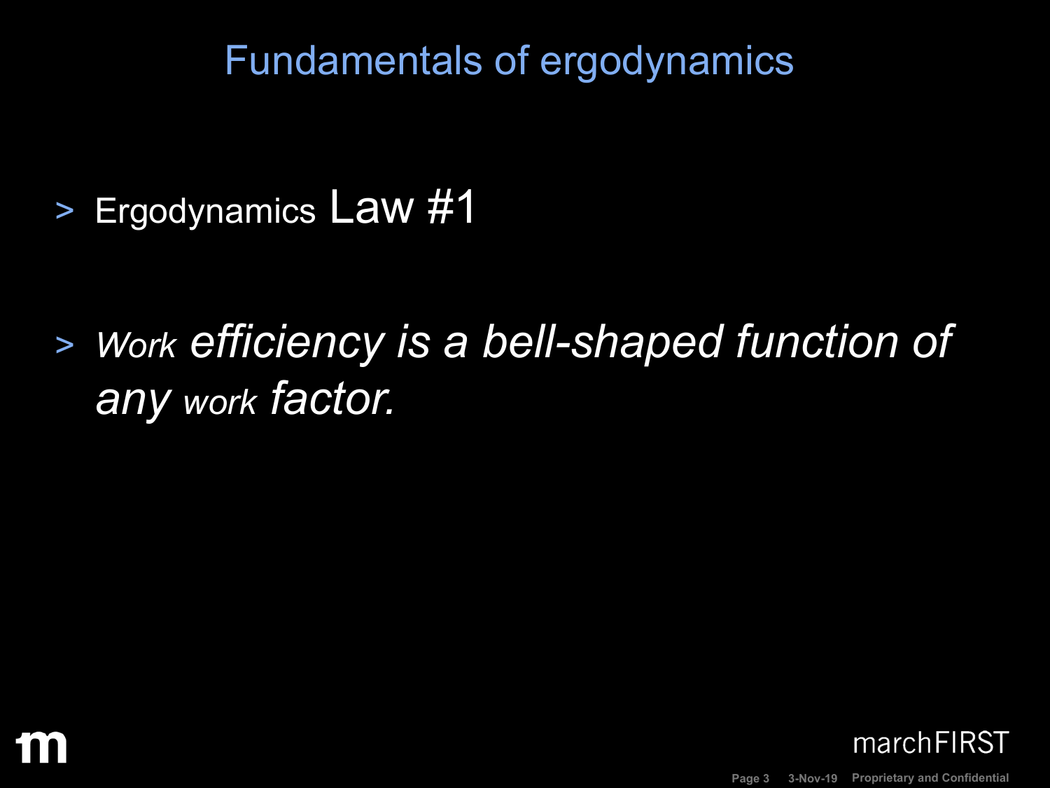# Fundamentals of ergodynamics

- Ergodynamics Law #1

- *Work efficiency is a bell-shaped function of any work factor.*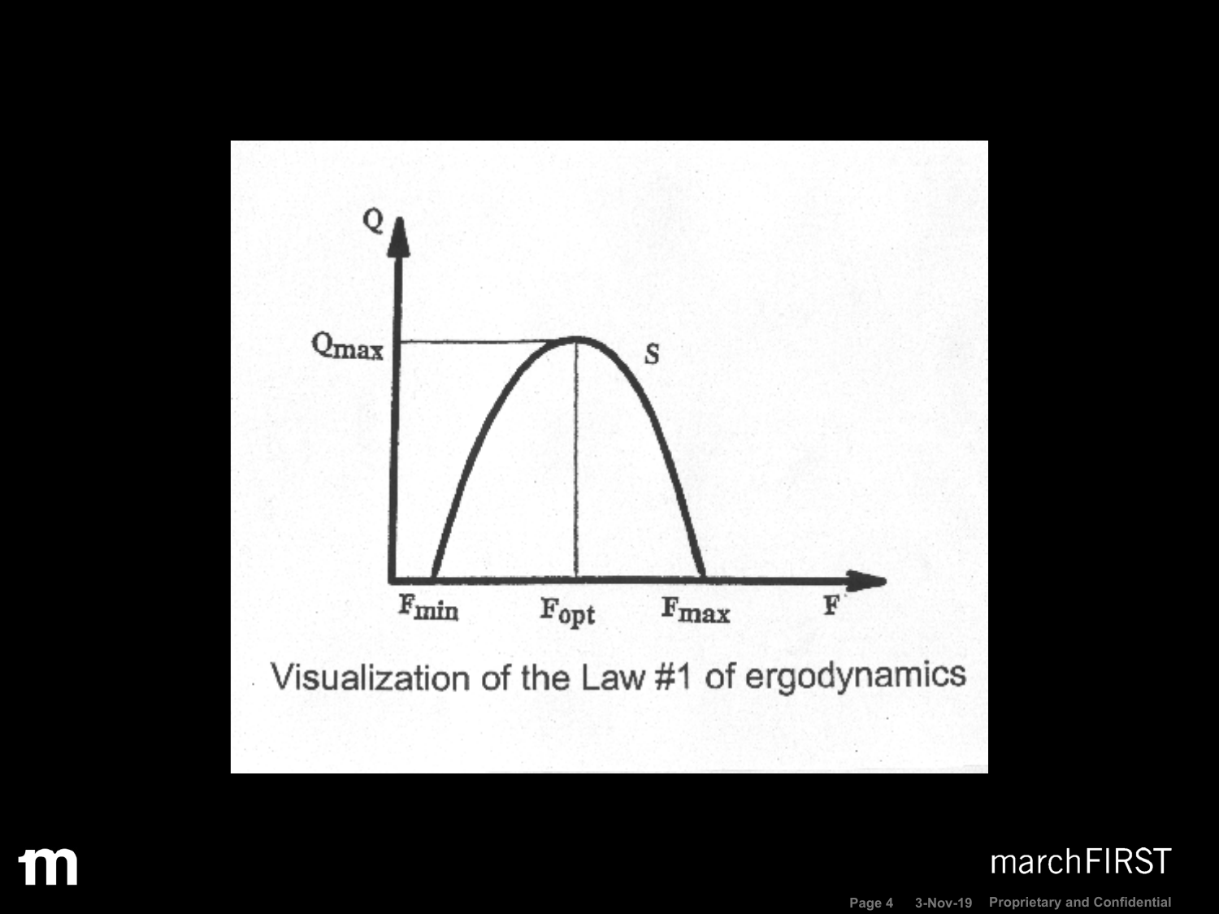$Q$

$Q_{max}$

$S$

$F_{min}$ $F_{opt}$ $F_{max}$ $F$

Visualization of the Law #1 of ergodynamics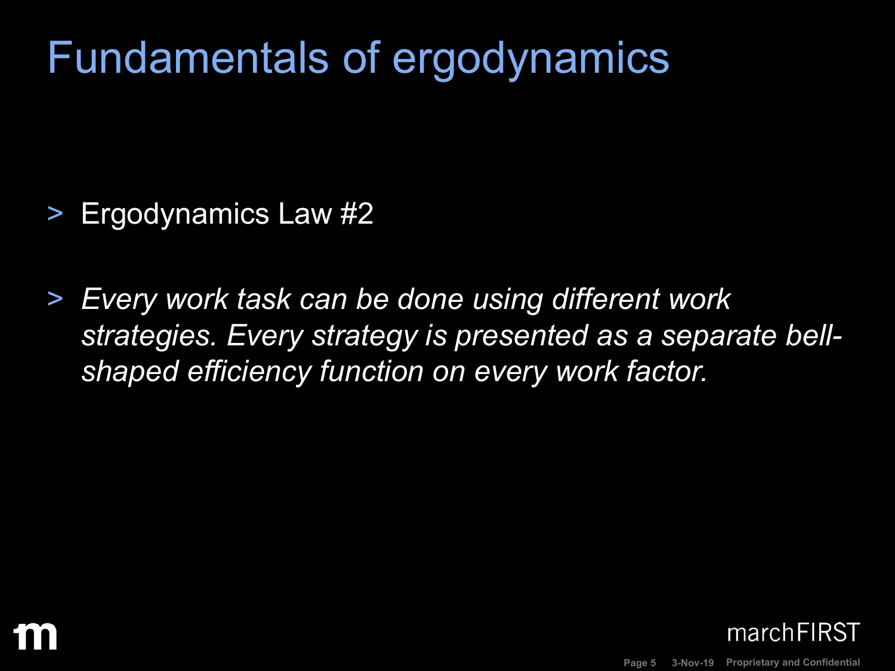# Fundamentals of ergodynamics

- Ergodynamics Law #2
- *Every work task can be done using different work strategies. Every strategy is presented as a separate bell-shaped efficiency function on every work factor.*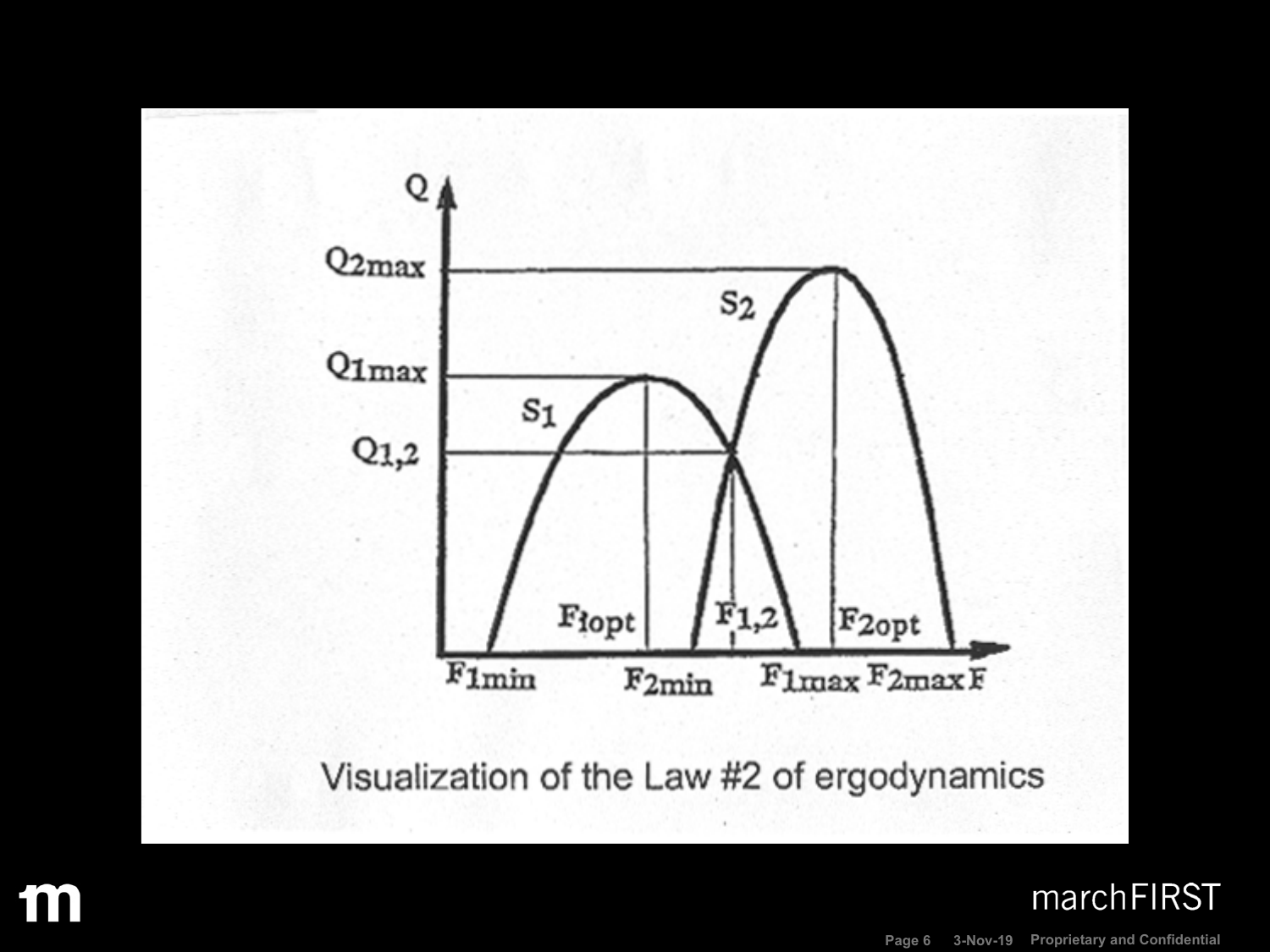Visualization of the Law #2 of ergodynamics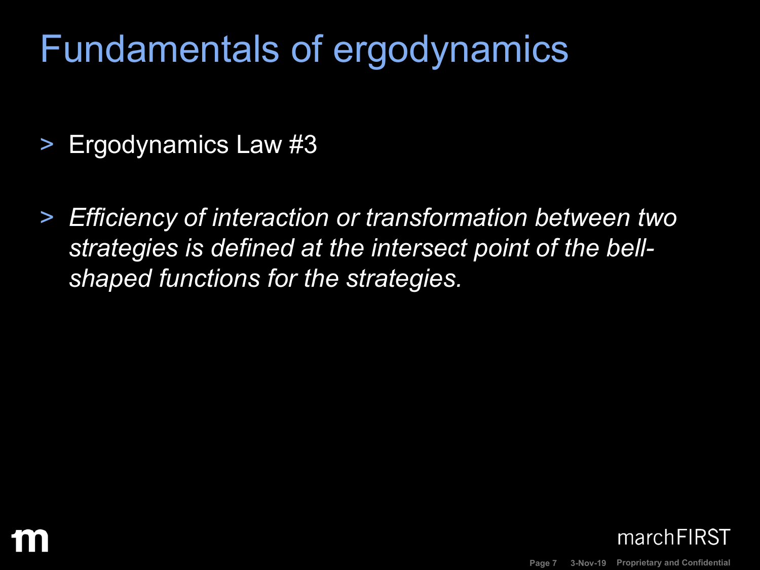# Fundamentals of ergodynamics

- Ergodynamics Law #3
- *Efficiency of interaction or transformation between two strategies is defined at the intersect point of the bell-shaped functions for the strategies.*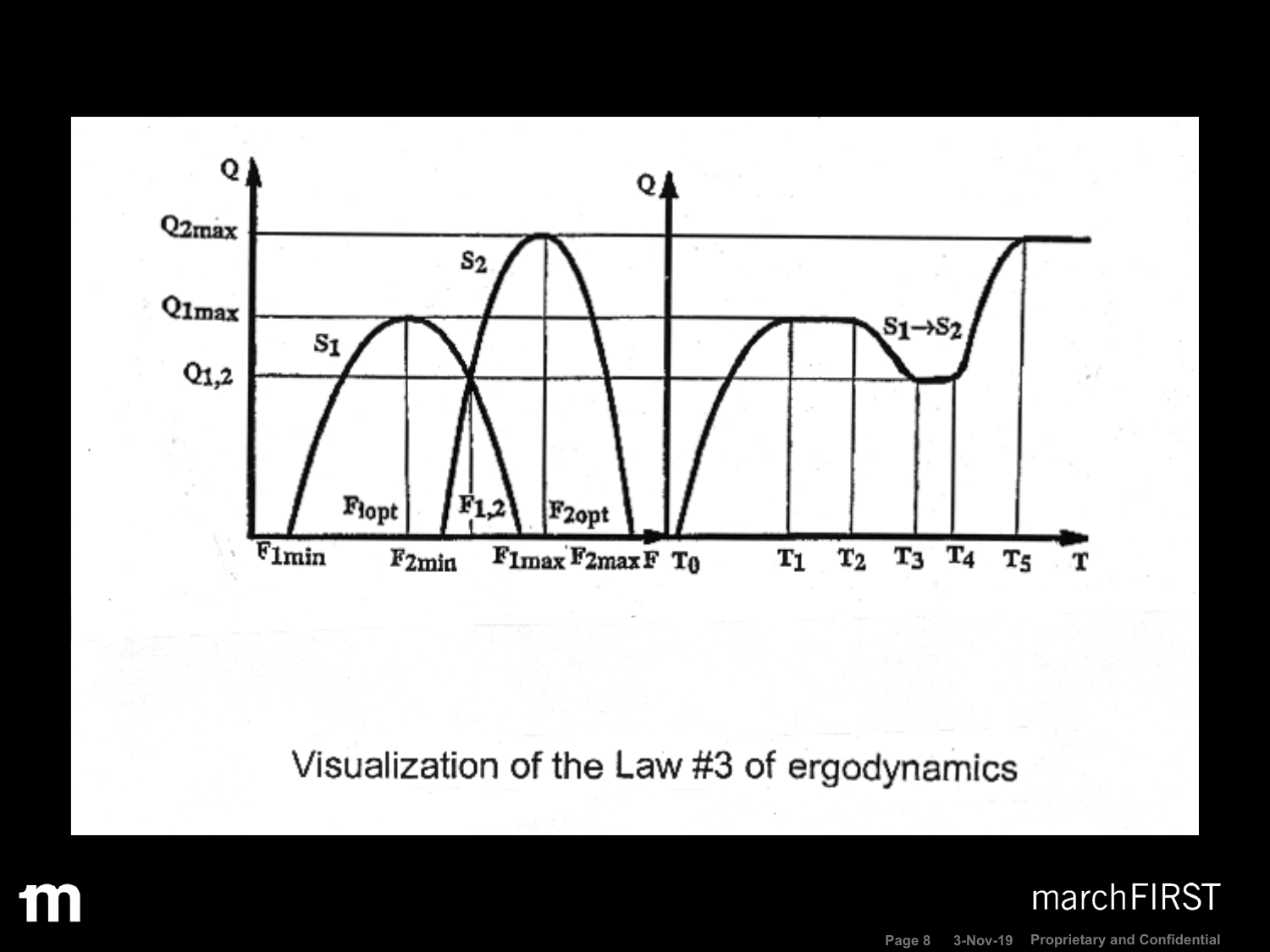Visualization of the Law #3 of ergodynamics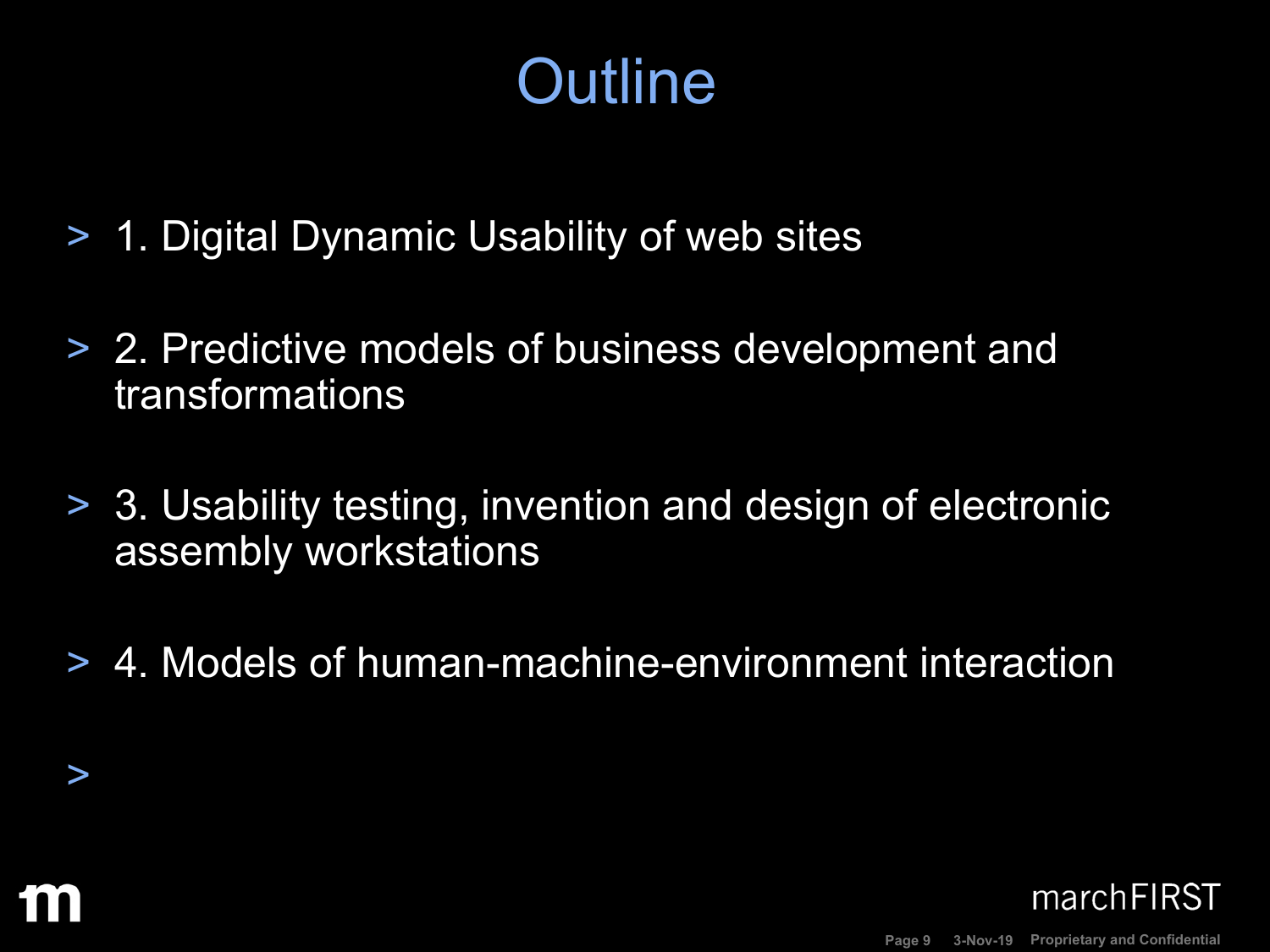# Outline

- 1. Digital Dynamic Usability of web sites
- 2. Predictive models of business development and transformations
- 3. Usability testing, invention and design of electronic assembly workstations
- 4. Models of human-machine-environment interaction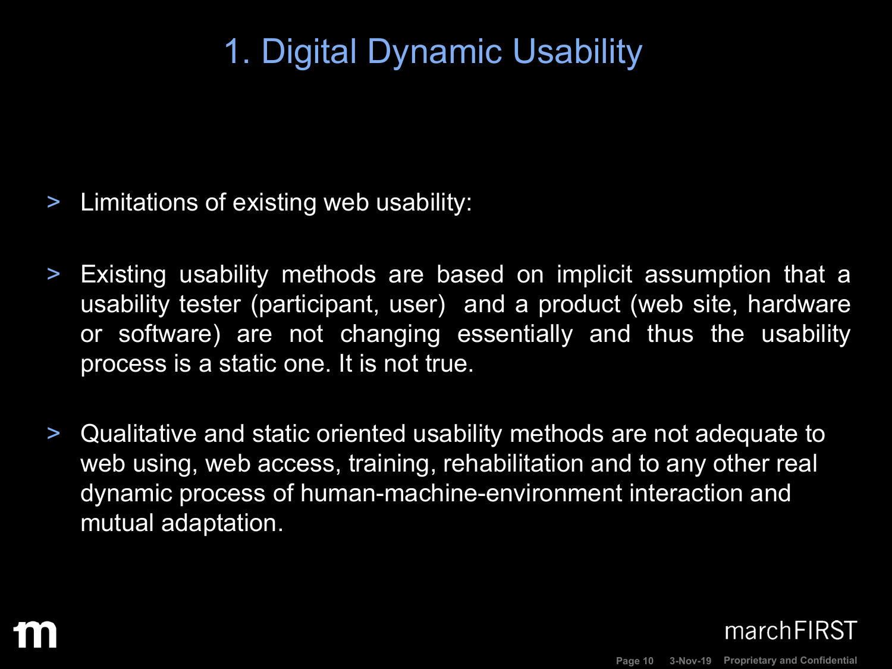# 1. Digital Dynamic Usability

> Limitations of existing web usability:

> Existing usability methods are based on implicit assumption that a usability tester (participant, user) and a product (web site, hardware or software) are not changing essentially and thus the usability process is a static one. It is not true.

> Qualitative and static oriented usability methods are not adequate to web using, web access, training, rehabilitation and to any other real dynamic process of human-machine-environment interaction and mutual adaptation.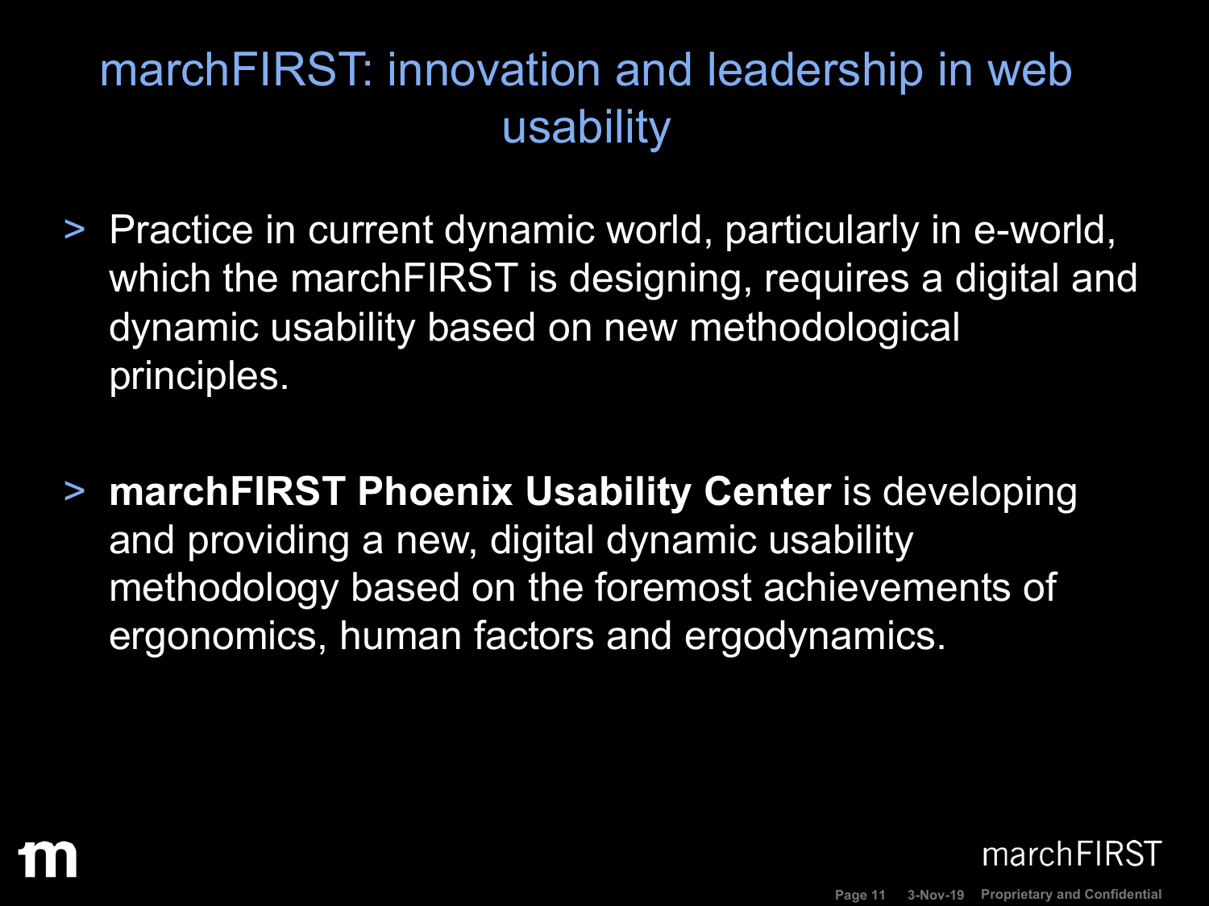# marchFIRST: innovation and leadership in web usability

- Practice in current dynamic world, particularly in e-world, which the marchFIRST is designing, requires a digital and dynamic usability based on new methodological principles.

- **marchFIRST Phoenix Usability Center** is developing and providing a new, digital dynamic usability methodology based on the foremost achievements of ergonomics, human factors and ergodynamics.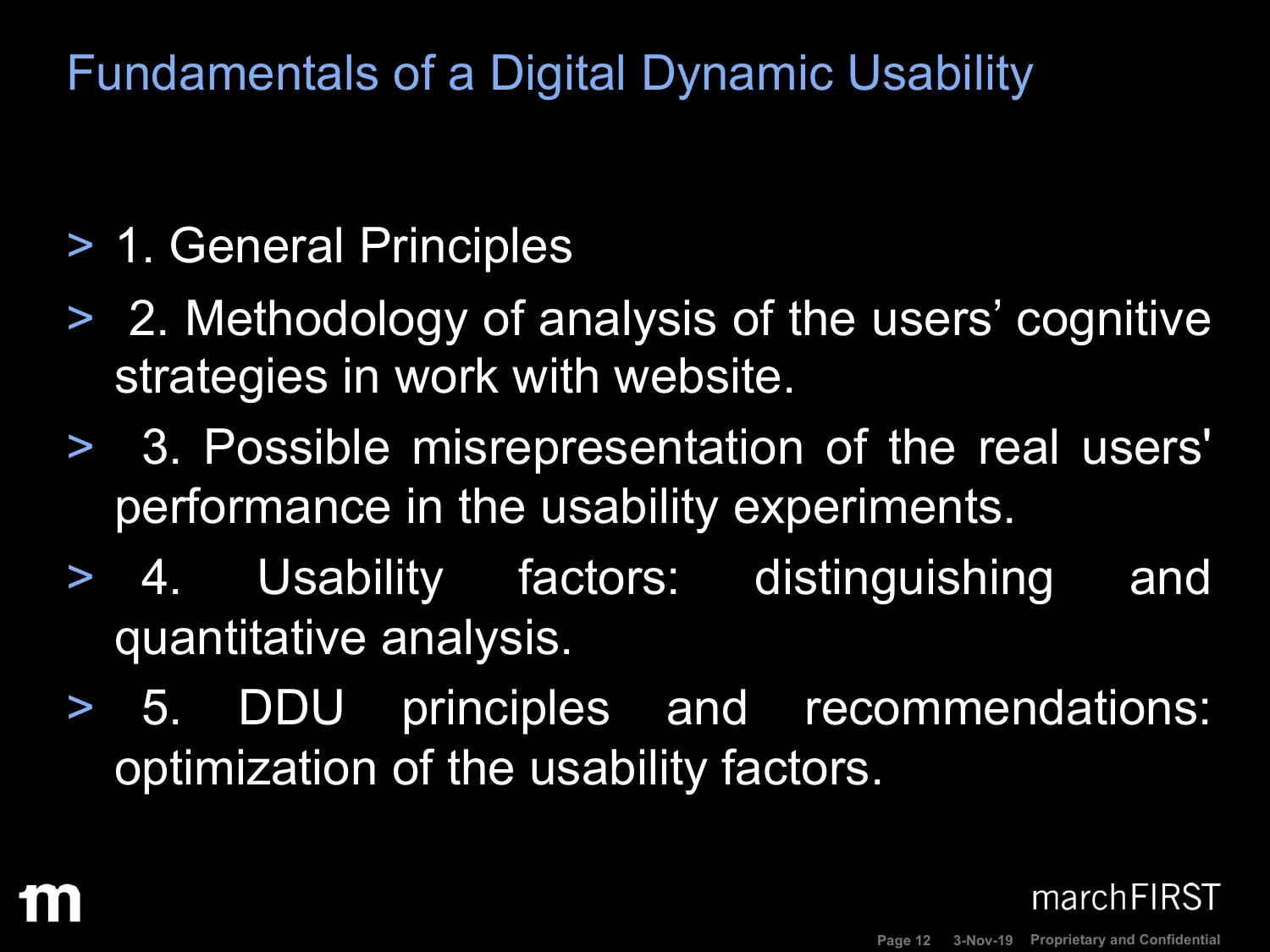# Fundamentals of a Digital Dynamic Usability

- 1. General Principles
- 2. Methodology of analysis of the users' cognitive strategies in work with website.
- 3. Possible misrepresentation of the real users' performance in the usability experiments.
- 4. Usability factors: distinguishing and quantitative analysis.
- 5. DDU principles and recommendations: optimization of the usability factors.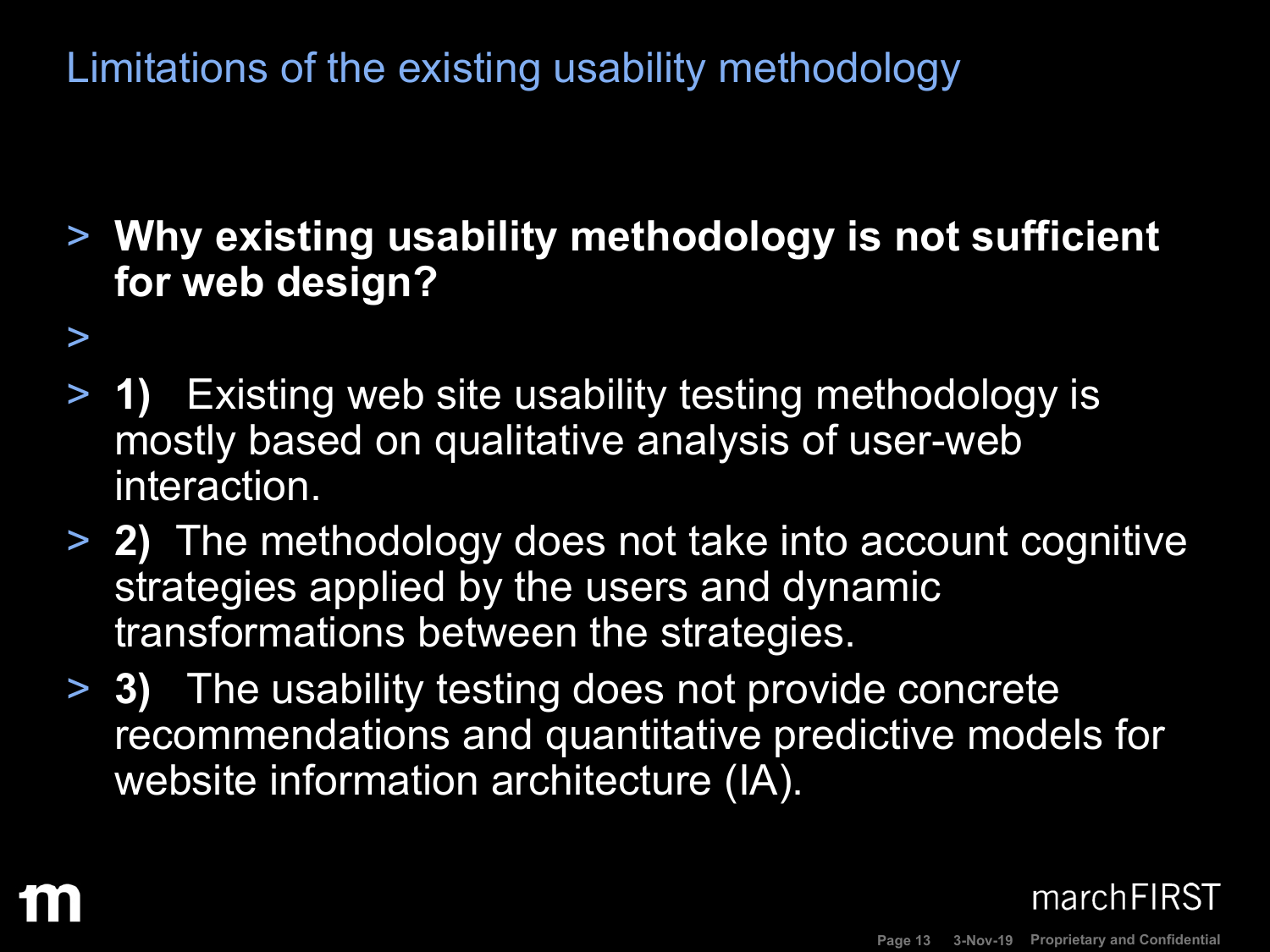# Limitations of the existing usability methodology

- **Why existing usability methodology is not sufficient for web design?**
- **1)** Existing web site usability testing methodology is mostly based on qualitative analysis of user-web interaction.
- **2)** The methodology does not take into account cognitive strategies applied by the users and dynamic transformations between the strategies.
- **3)** The usability testing does not provide concrete recommendations and quantitative predictive models for website information architecture (IA).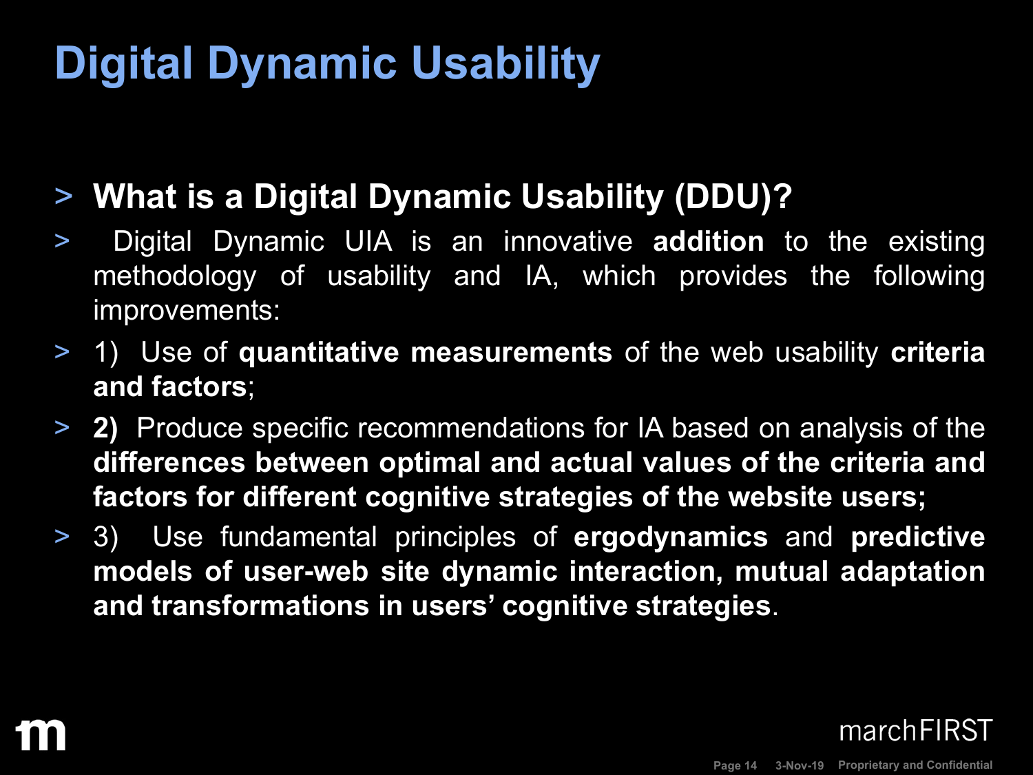# Digital Dynamic Usability

> **What is a Digital Dynamic Usability (DDU)?**

> Digital Dynamic UIA is an innovative **addition** to the existing methodology of usability and IA, which provides the following improvements:

> 1) Use of **quantitative measurements** of the web usability **criteria and factors**;

> **2)** Produce specific recommendations for IA based on analysis of the **differences between optimal and actual values of the criteria and factors for different cognitive strategies of the website users;**

> 3) Use fundamental principles of **ergodynamics** and **predictive models of user-web site dynamic interaction, mutual adaptation and transformations in users' cognitive strategies**.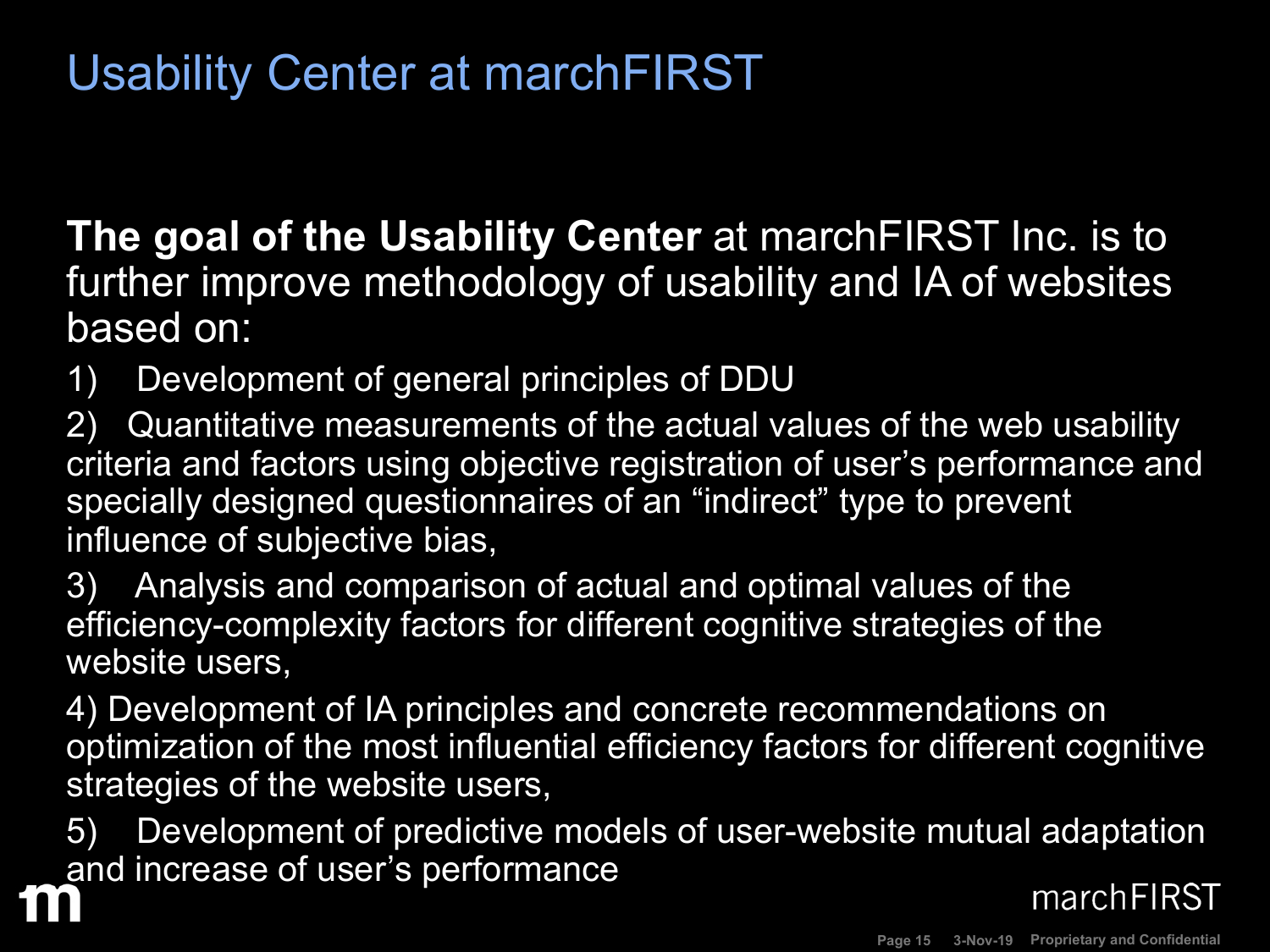# Usability Center at marchFIRST

**The goal of the Usability Center** at marchFIRST Inc. is to further improve methodology of usability and IA of websites based on:

1) Development of general principles of DDU

2) Quantitative measurements of the actual values of the web usability criteria and factors using objective registration of user's performance and specially designed questionnaires of an "indirect" type to prevent influence of subjective bias,

3) Analysis and comparison of actual and optimal values of the efficiency-complexity factors for different cognitive strategies of the website users,

4) Development of IA principles and concrete recommendations on optimization of the most influential efficiency factors for different cognitive strategies of the website users,

5) Development of predictive models of user-website mutual adaptation and increase of user's performance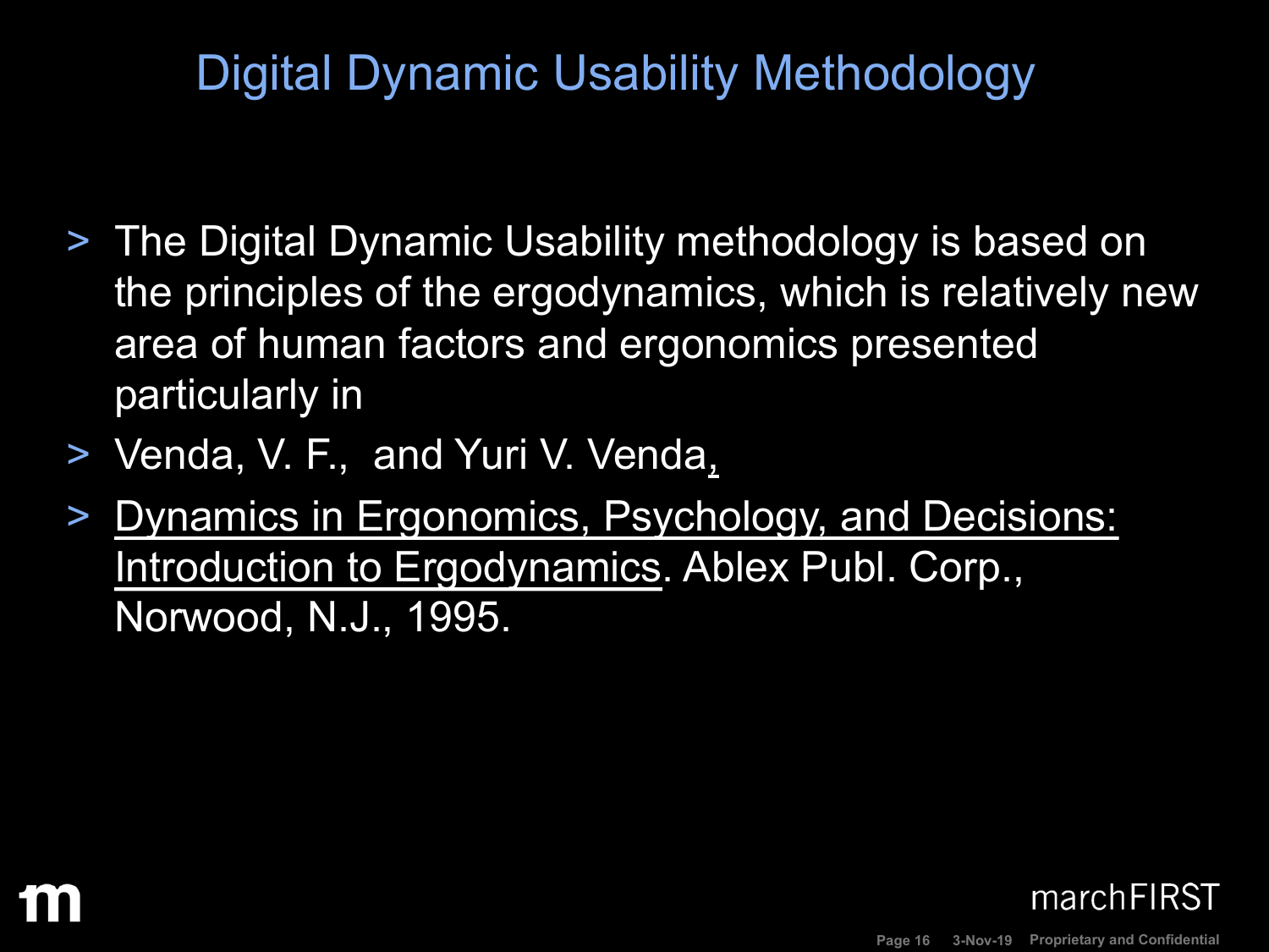# Digital Dynamic Usability Methodology

- The Digital Dynamic Usability methodology is based on the principles of the ergodynamics, which is relatively new area of human factors and ergonomics presented particularly in
- Venda, V. F., and Yuri V. Venda,
- Dynamics in Ergonomics, Psychology, and Decisions: Introduction to Ergodynamics. Ablex Publ. Corp., Norwood, N.J., 1995.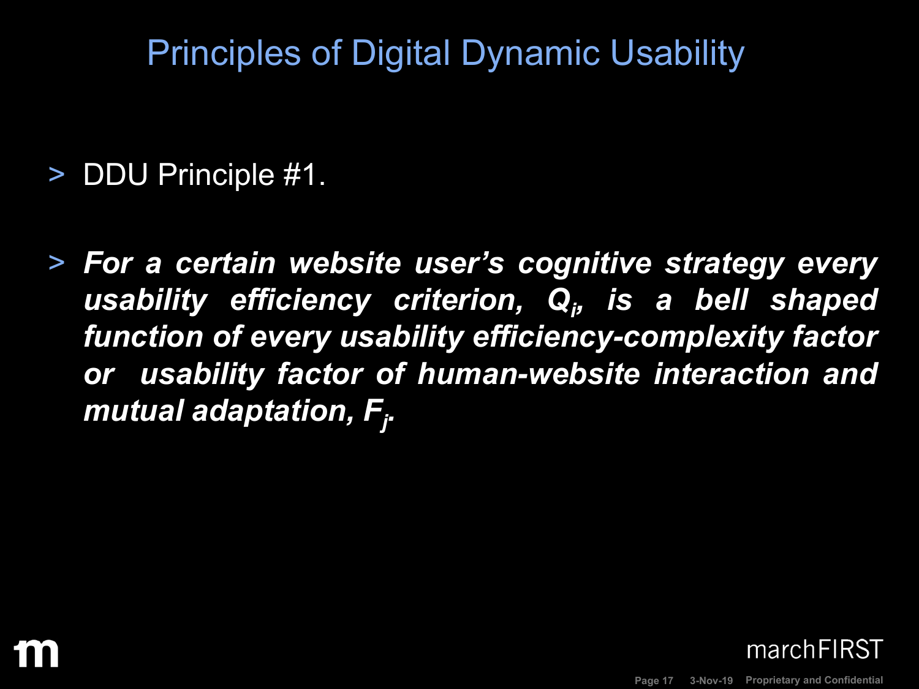# Principles of Digital Dynamic Usability

- DDU Principle #1.
- ***For a certain website user's cognitive strategy every usability efficiency criterion, $Q_i$, is a bell shaped function of every usability efficiency-complexity factor or usability factor of human-website interaction and mutual adaptation, $F_j$.***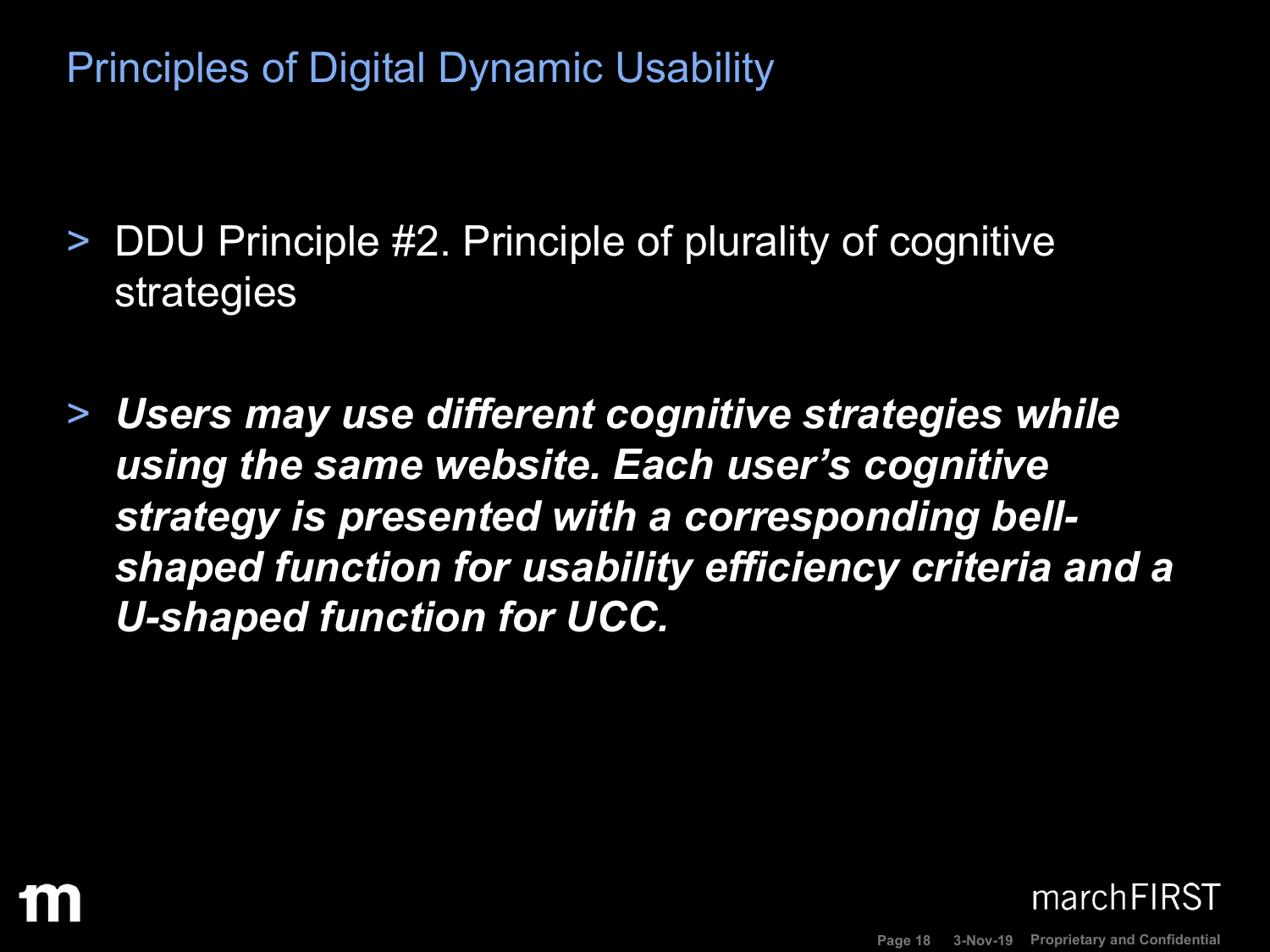# Principles of Digital Dynamic Usability

- DDU Principle #2. Principle of plurality of cognitive strategies

- ***Users may use different cognitive strategies while using the same website. Each user's cognitive strategy is presented with a corresponding bell-shaped function for usability efficiency criteria and a U-shaped function for UCC.***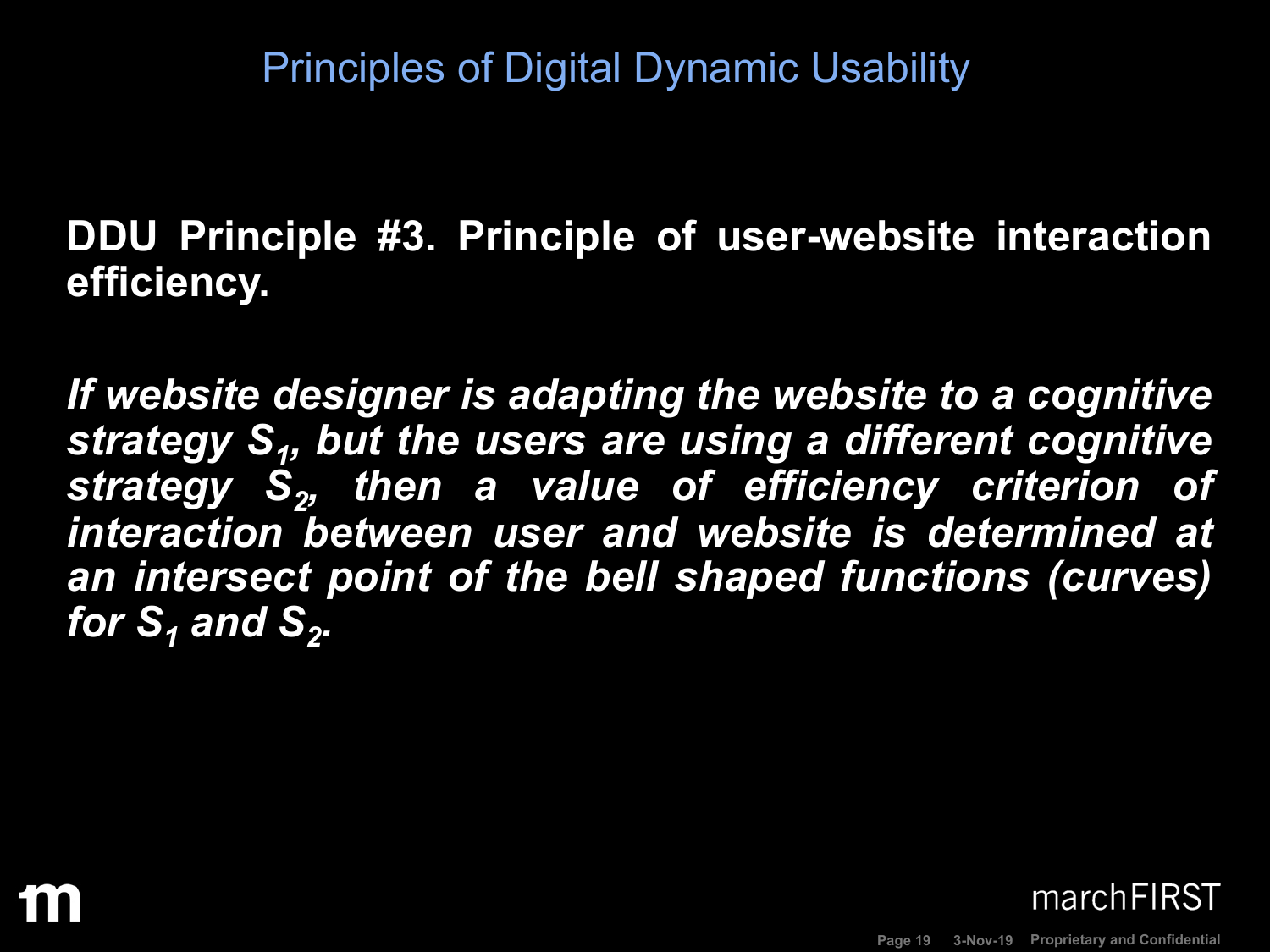## Principles of Digital Dynamic Usability

**DDU Principle #3. Principle of user-website interaction efficiency.**

***If website designer is adapting the website to a cognitive strategy $S_1$, but the users are using a different cognitive strategy $S_2$, then a value of efficiency criterion of interaction between user and website is determined at an intersect point of the bell shaped functions (curves) for $S_1$ and $S_2$.***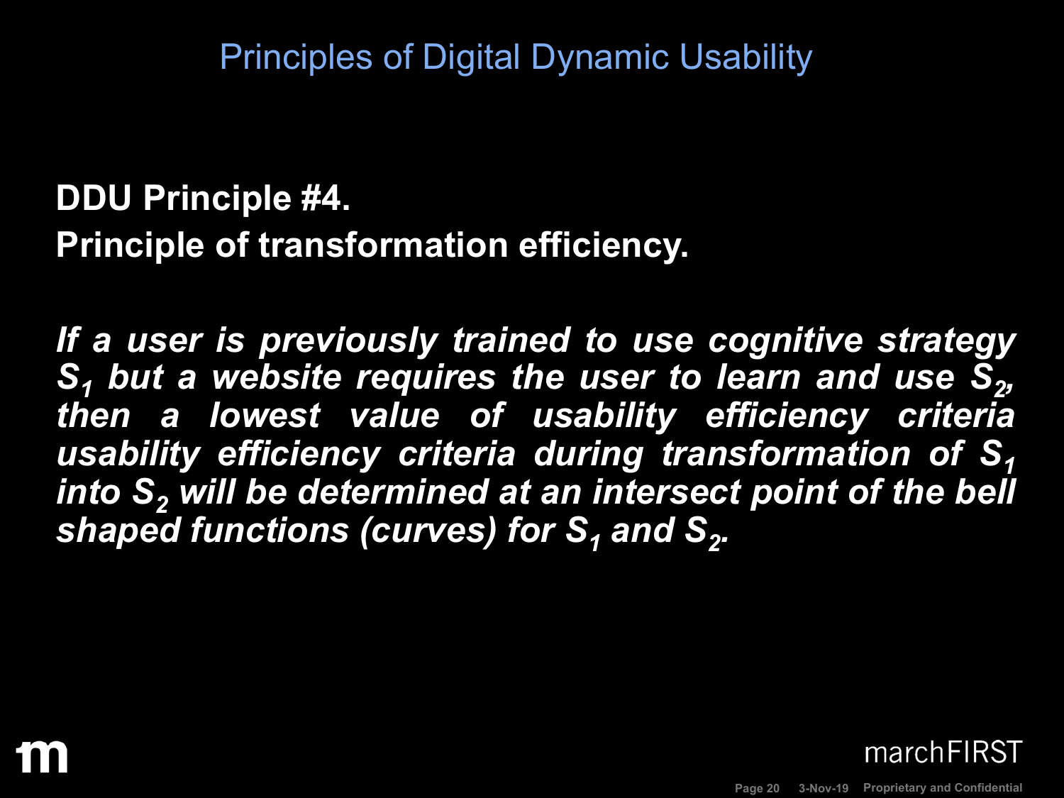# Principles of Digital Dynamic Usability

**DDU Principle #4.**

**Principle of transformation efficiency.**

***If a user is previously trained to use cognitive strategy $S_1$ but a website requires the user to learn and use $S_2$, then a lowest value of usability efficiency criteria usability efficiency criteria during transformation of $S_1$ into $S_2$ will be determined at an intersect point of the bell shaped functions (curves) for $S_1$ and $S_2$.***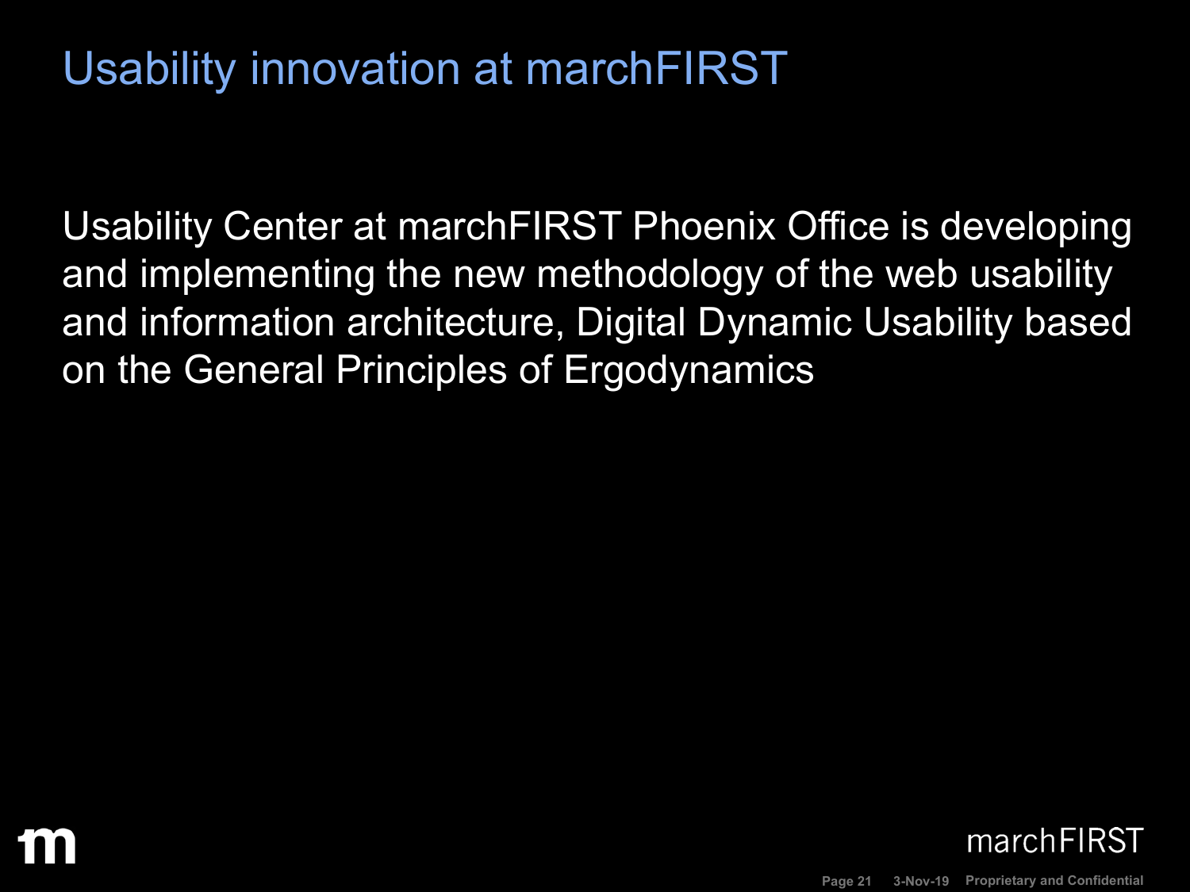# Usability innovation at marchFIRST

Usability Center at marchFIRST Phoenix Office is developing and implementing the new methodology of the web usability and information architecture, Digital Dynamic Usability based on the General Principles of Ergodynamics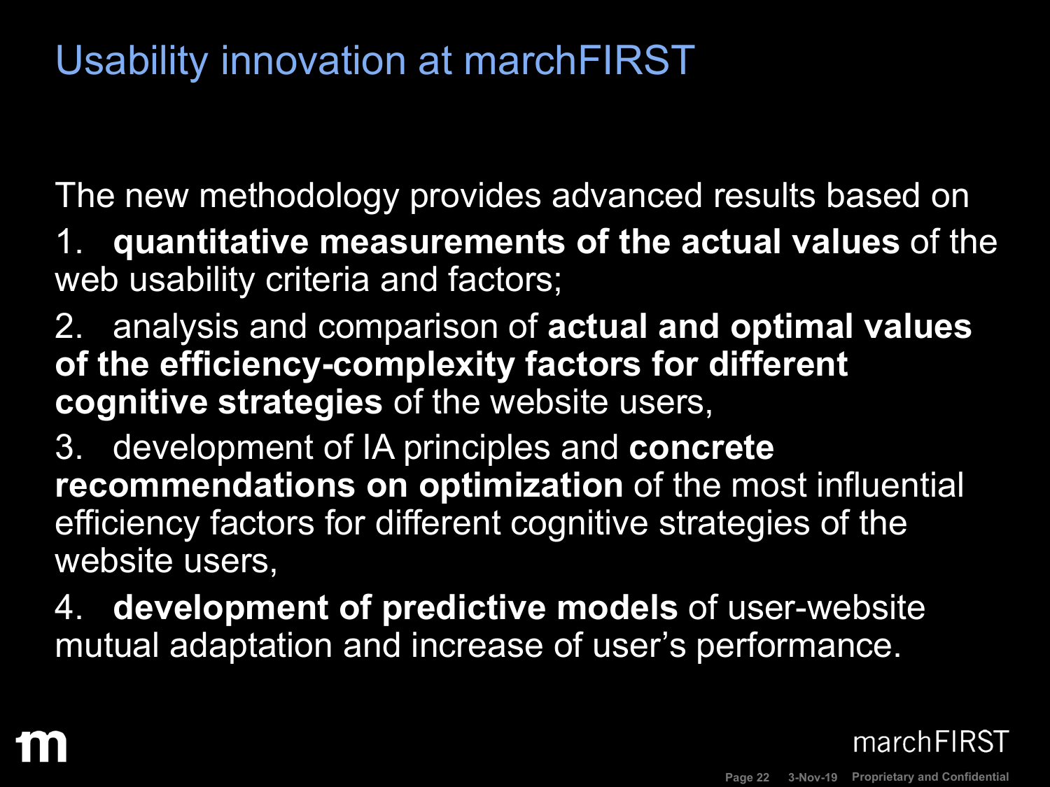# Usability innovation at marchFIRST

The new methodology provides advanced results based on

1. **quantitative measurements of the actual values** of the web usability criteria and factors;
2. analysis and comparison of **actual and optimal values of the efficiency-complexity factors for different cognitive strategies** of the website users,
3. development of IA principles and **concrete recommendations on optimization** of the most influential efficiency factors for different cognitive strategies of the website users,
4. **development of predictive models** of user-website mutual adaptation and increase of user's performance.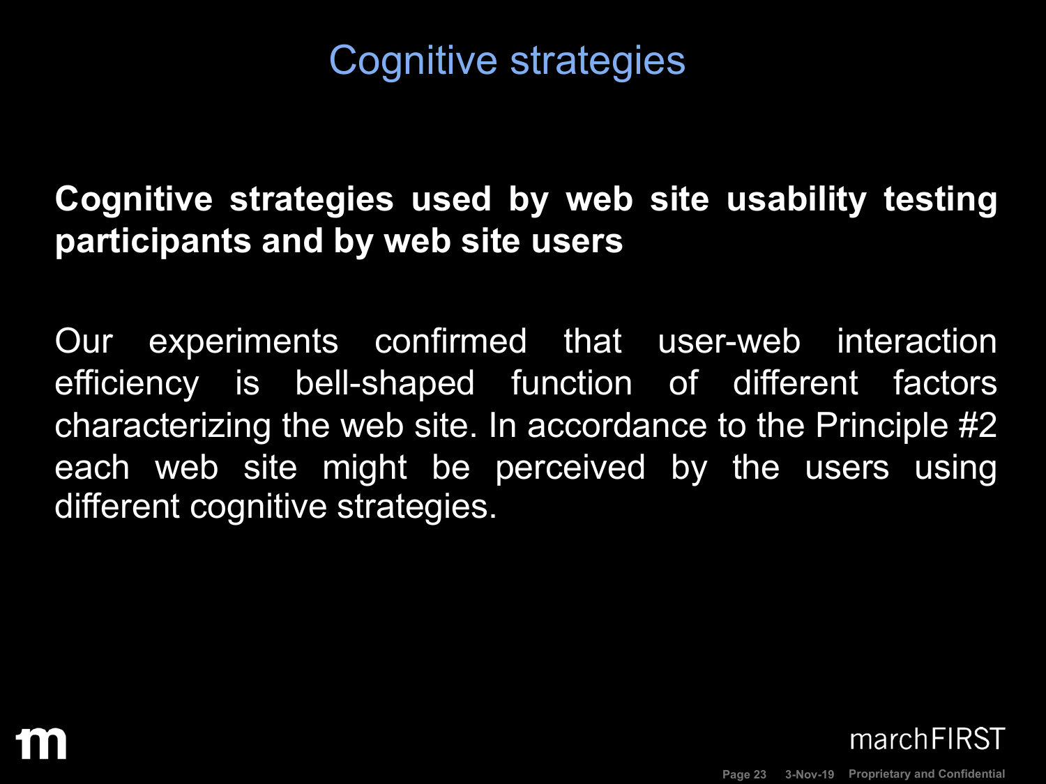# Cognitive strategies

**Cognitive strategies used by web site usability testing participants and by web site users**

Our experiments confirmed that user-web interaction efficiency is bell-shaped function of different factors characterizing the web site. In accordance to the Principle #2 each web site might be perceived by the users using different cognitive strategies.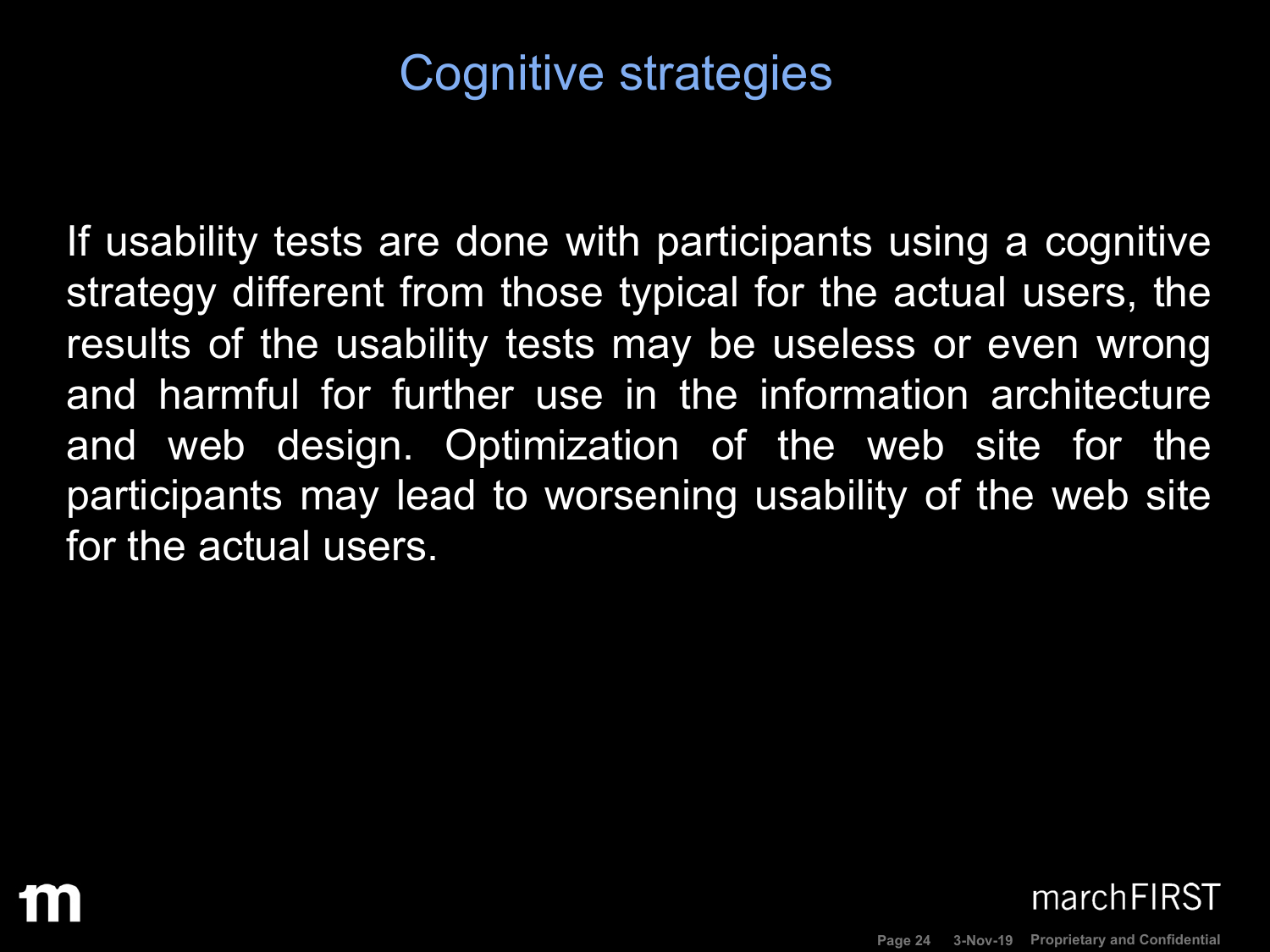# Cognitive strategies

If usability tests are done with participants using a cognitive strategy different from those typical for the actual users, the results of the usability tests may be useless or even wrong and harmful for further use in the information architecture and web design. Optimization of the web site for the participants may lead to worsening usability of the web site for the actual users.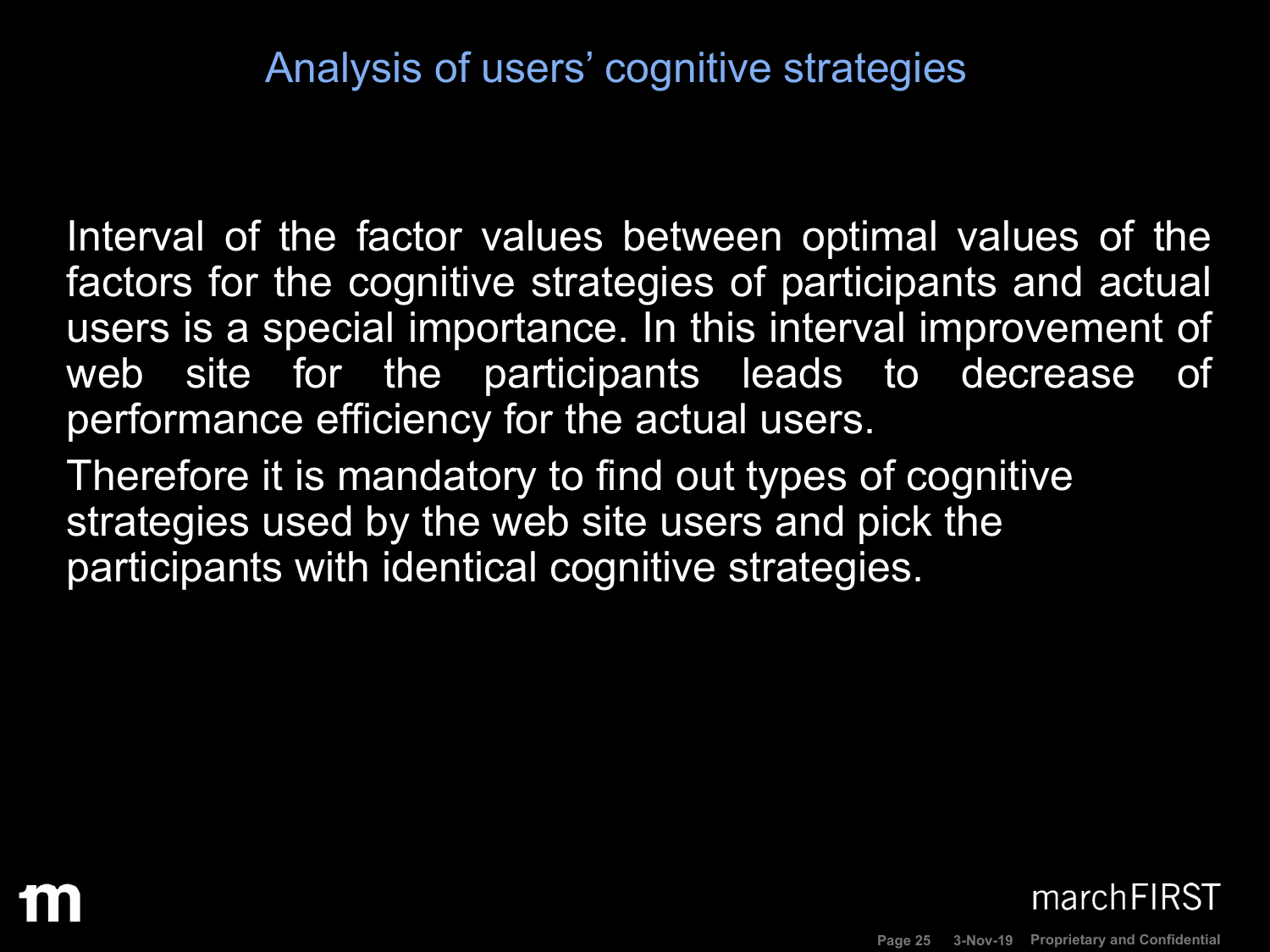# Analysis of users' cognitive strategies

Interval of the factor values between optimal values of the factors for the cognitive strategies of participants and actual users is a special importance. In this interval improvement of web site for the participants leads to decrease of performance efficiency for the actual users.

Therefore it is mandatory to find out types of cognitive strategies used by the web site users and pick the participants with identical cognitive strategies.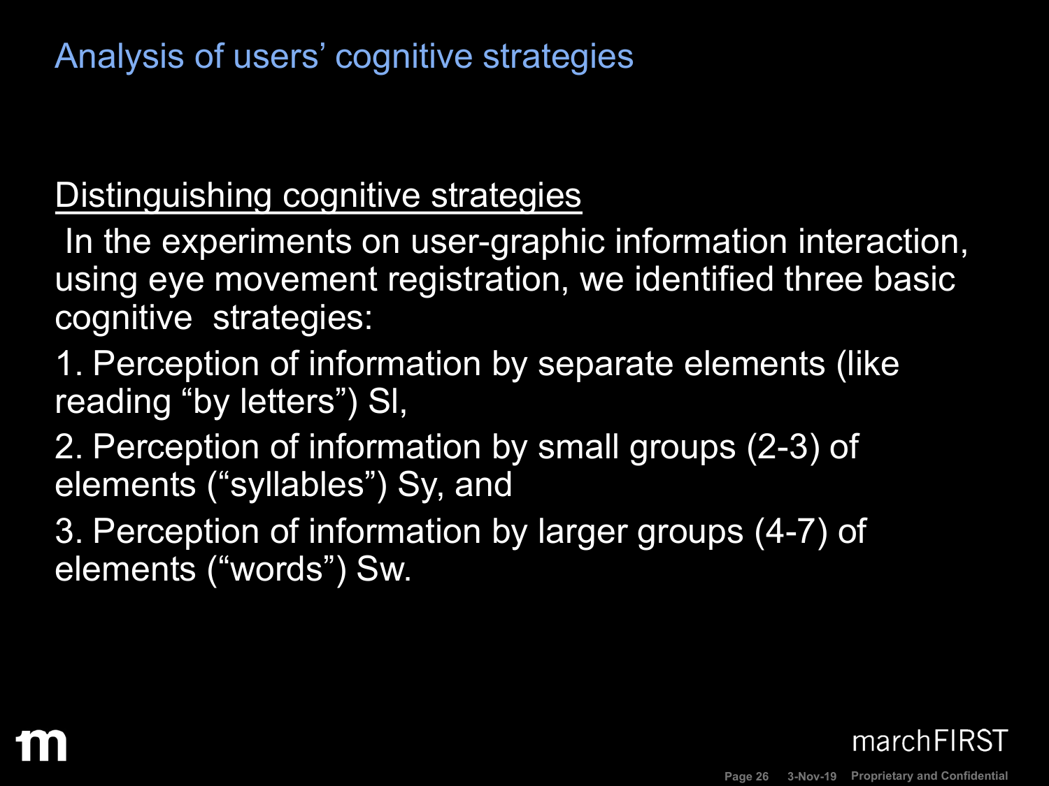# Analysis of users' cognitive strategies

Distinguishing cognitive strategies

In the experiments on user-graphic information interaction, using eye movement registration, we identified three basic cognitive strategies:

1. Perception of information by separate elements (like reading "by letters") Sl,
2. Perception of information by small groups (2-3) of elements ("syllables") Sy, and
3. Perception of information by larger groups (4-7) of elements ("words") Sw.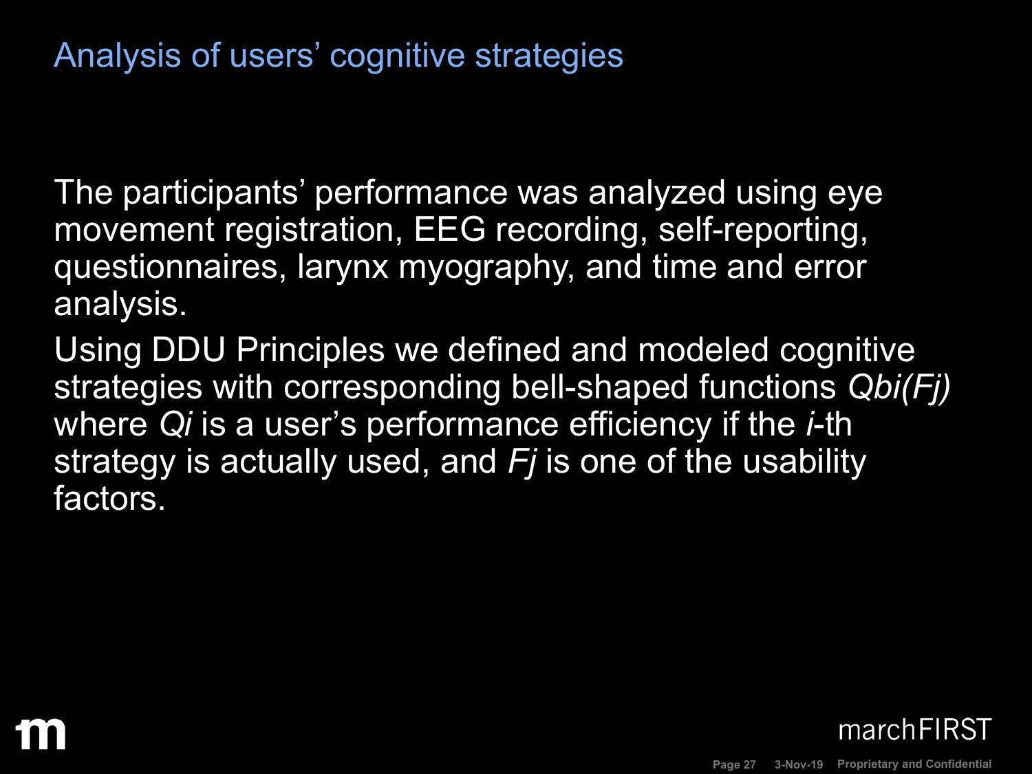# Analysis of users' cognitive strategies

The participants' performance was analyzed using eye movement registration, EEG recording, self-reporting, questionnaires, larynx myography, and time and error analysis.

Using DDU Principles we defined and modeled cognitive strategies with corresponding bell-shaped functions $Qb_i(F_j)$ where $Q_i$ is a user's performance efficiency if the $i$-th strategy is actually used, and $F_j$ is one of the usability factors.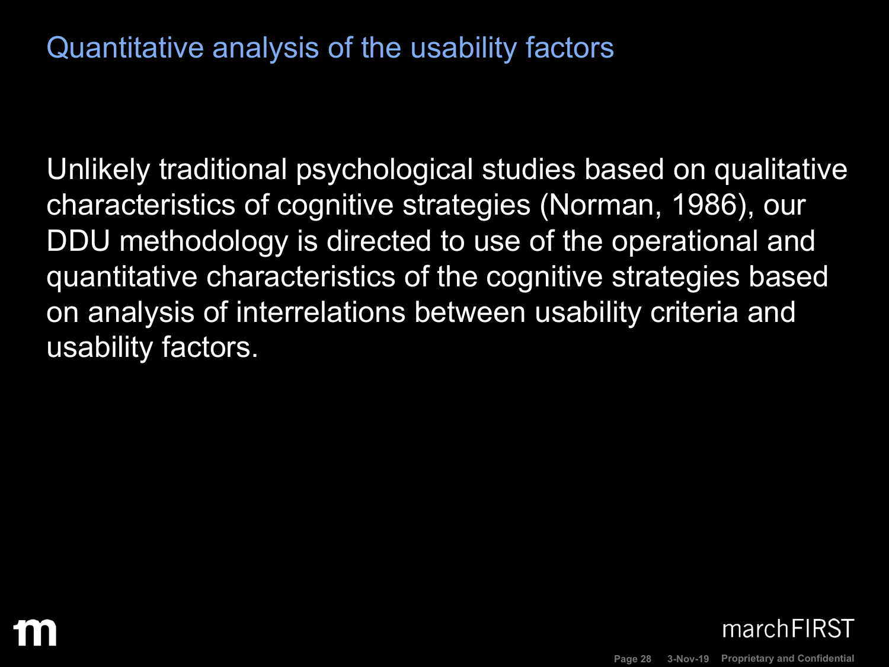# Quantitative analysis of the usability factors

Unlikely traditional psychological studies based on qualitative characteristics of cognitive strategies (Norman, 1986), our DDU methodology is directed to use of the operational and quantitative characteristics of the cognitive strategies based on analysis of interrelations between usability criteria and usability factors.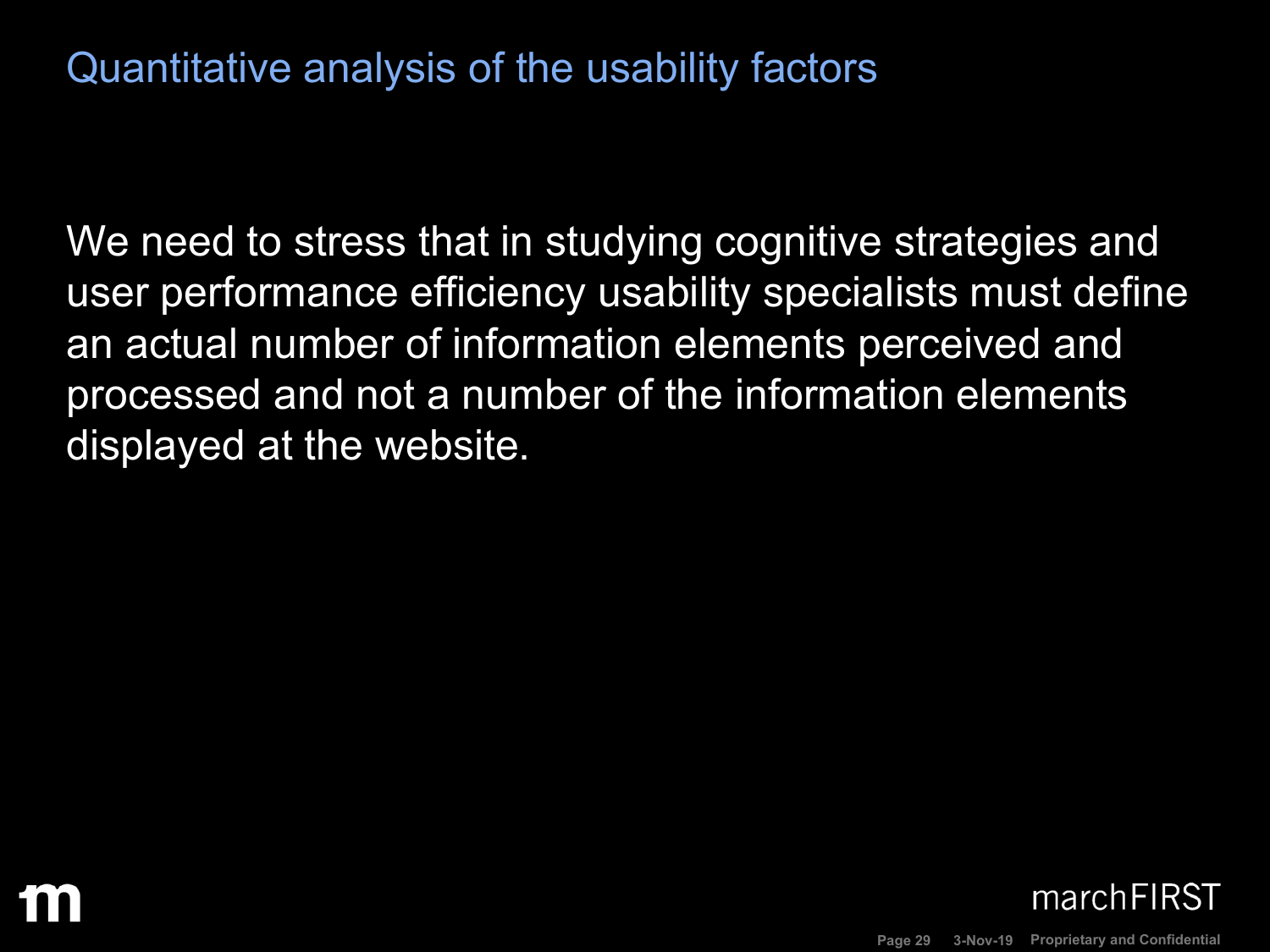# Quantitative analysis of the usability factors

We need to stress that in studying cognitive strategies and user performance efficiency usability specialists must define an actual number of information elements perceived and processed and not a number of the information elements displayed at the website.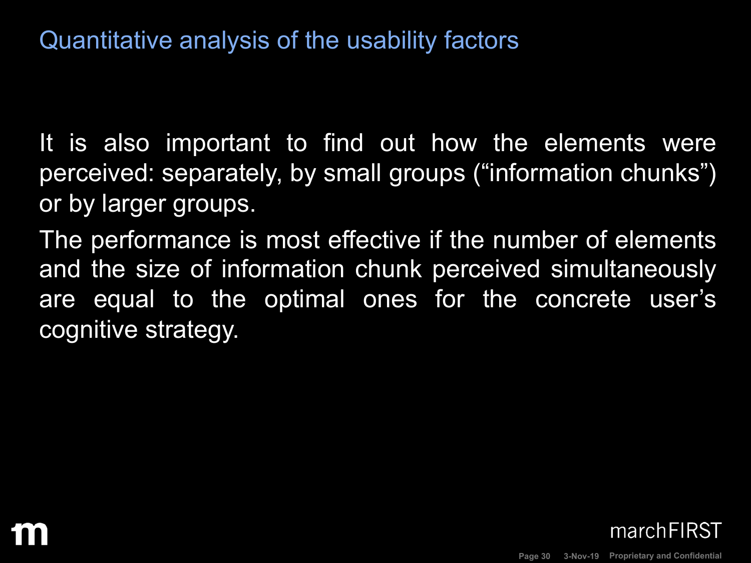# Quantitative analysis of the usability factors

It is also important to find out how the elements were perceived: separately, by small groups ("information chunks") or by larger groups.

The performance is most effective if the number of elements and the size of information chunk perceived simultaneously are equal to the optimal ones for the concrete user's cognitive strategy.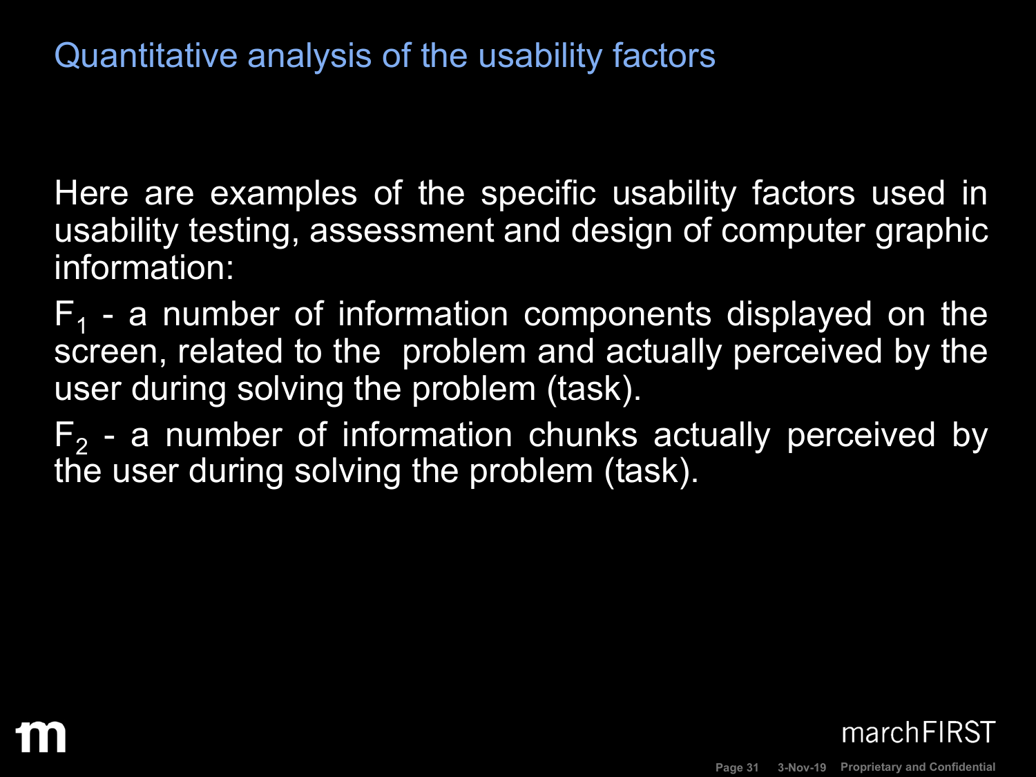# Quantitative analysis of the usability factors

Here are examples of the specific usability factors used in usability testing, assessment and design of computer graphic information:

$F_1$ - a number of information components displayed on the screen, related to the problem and actually perceived by the user during solving the problem (task).

$F_2$ - a number of information chunks actually perceived by the user during solving the problem (task).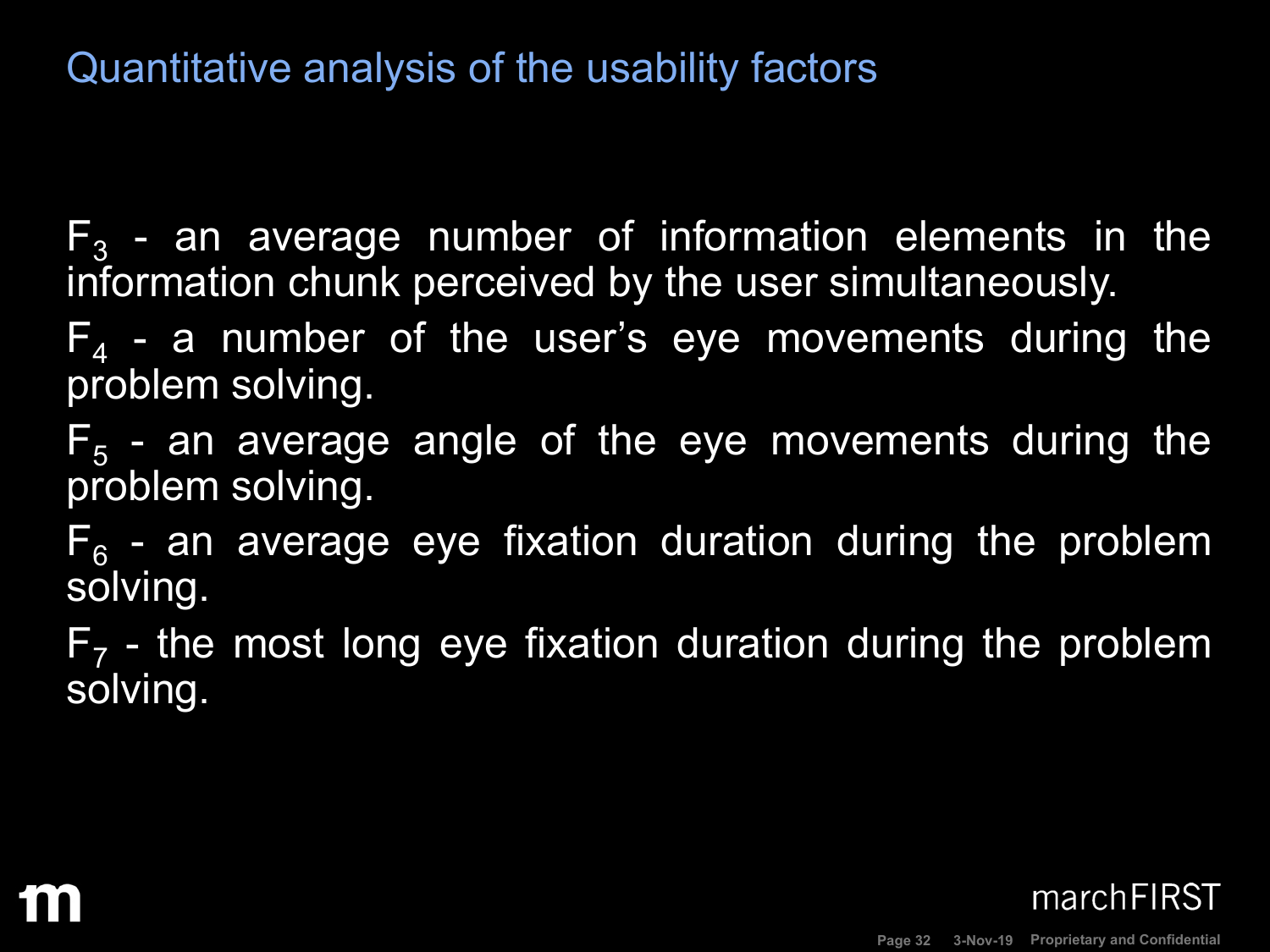# Quantitative analysis of the usability factors

$F_3$ - an average number of information elements in the information chunk perceived by the user simultaneously.

$F_4$ - a number of the user's eye movements during the problem solving.

$F_5$ - an average angle of the eye movements during the problem solving.

$F_6$ - an average eye fixation duration during the problem solving.

$F_7$ - the most long eye fixation duration during the problem solving.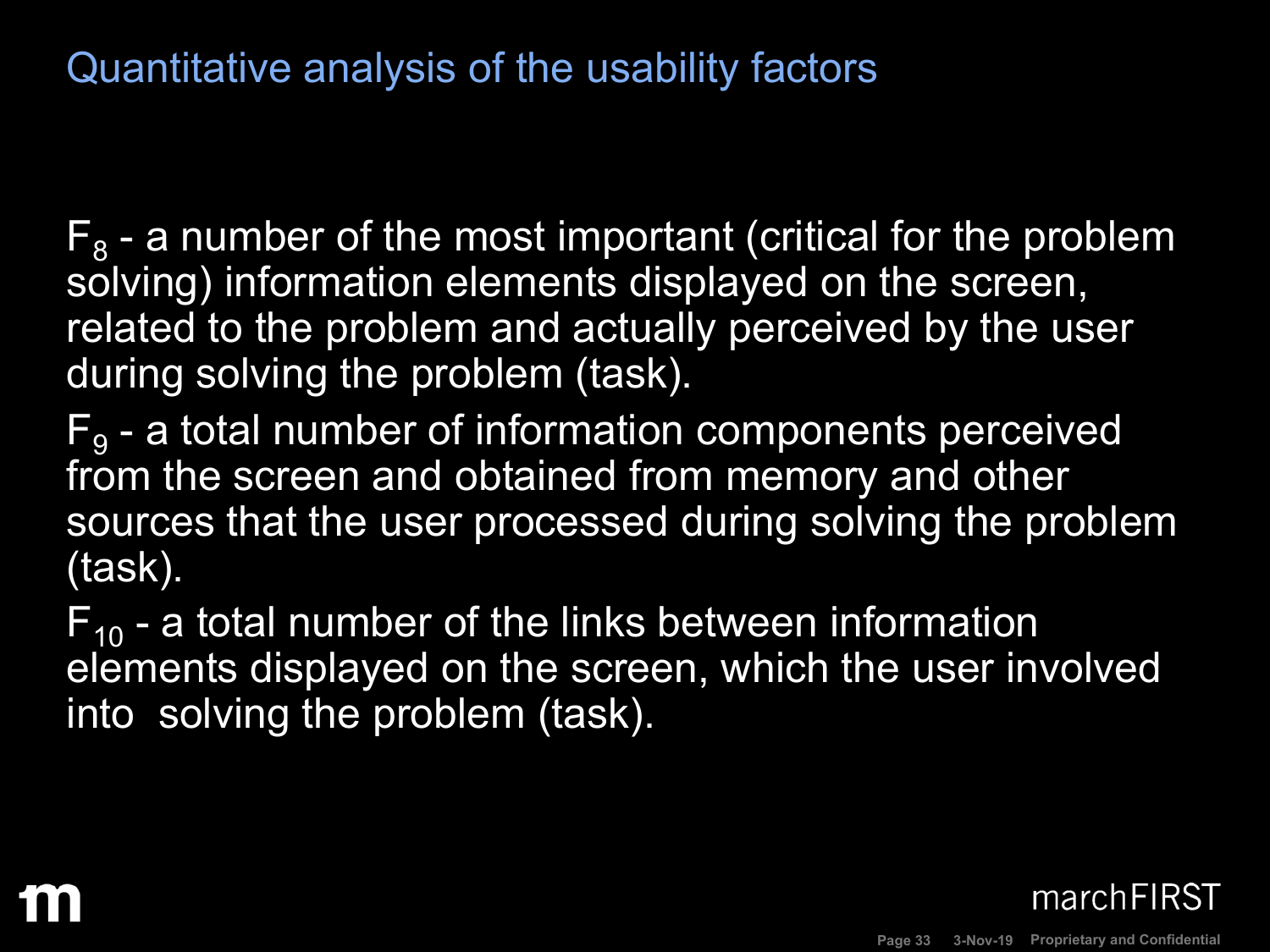## Quantitative analysis of the usability factors

$F_8$ - a number of the most important (critical for the problem solving) information elements displayed on the screen, related to the problem and actually perceived by the user during solving the problem (task).

$F_9$ - a total number of information components perceived from the screen and obtained from memory and other sources that the user processed during solving the problem (task).

$F_{10}$ - a total number of the links between information elements displayed on the screen, which the user involved into solving the problem (task).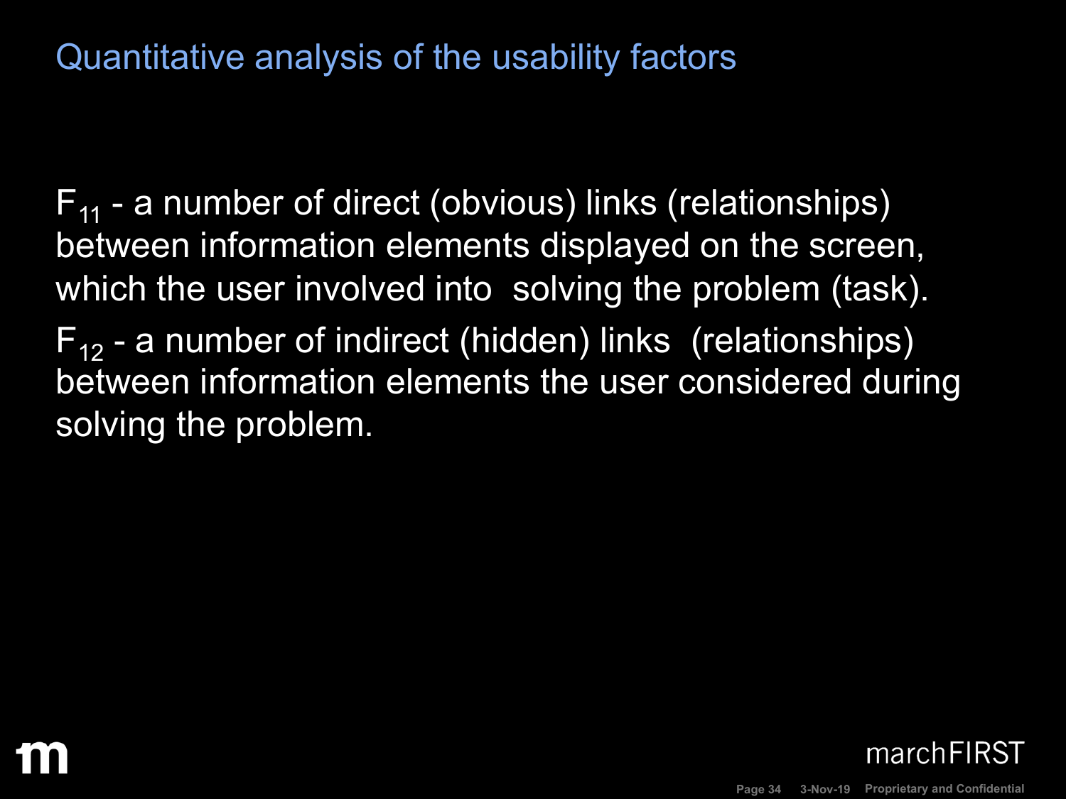# Quantitative analysis of the usability factors

$F_{11}$ - a number of direct (obvious) links (relationships) between information elements displayed on the screen, which the user involved into  solving the problem (task).

$F_{12}$ - a number of indirect (hidden) links  (relationships) between information elements the user considered during solving the problem.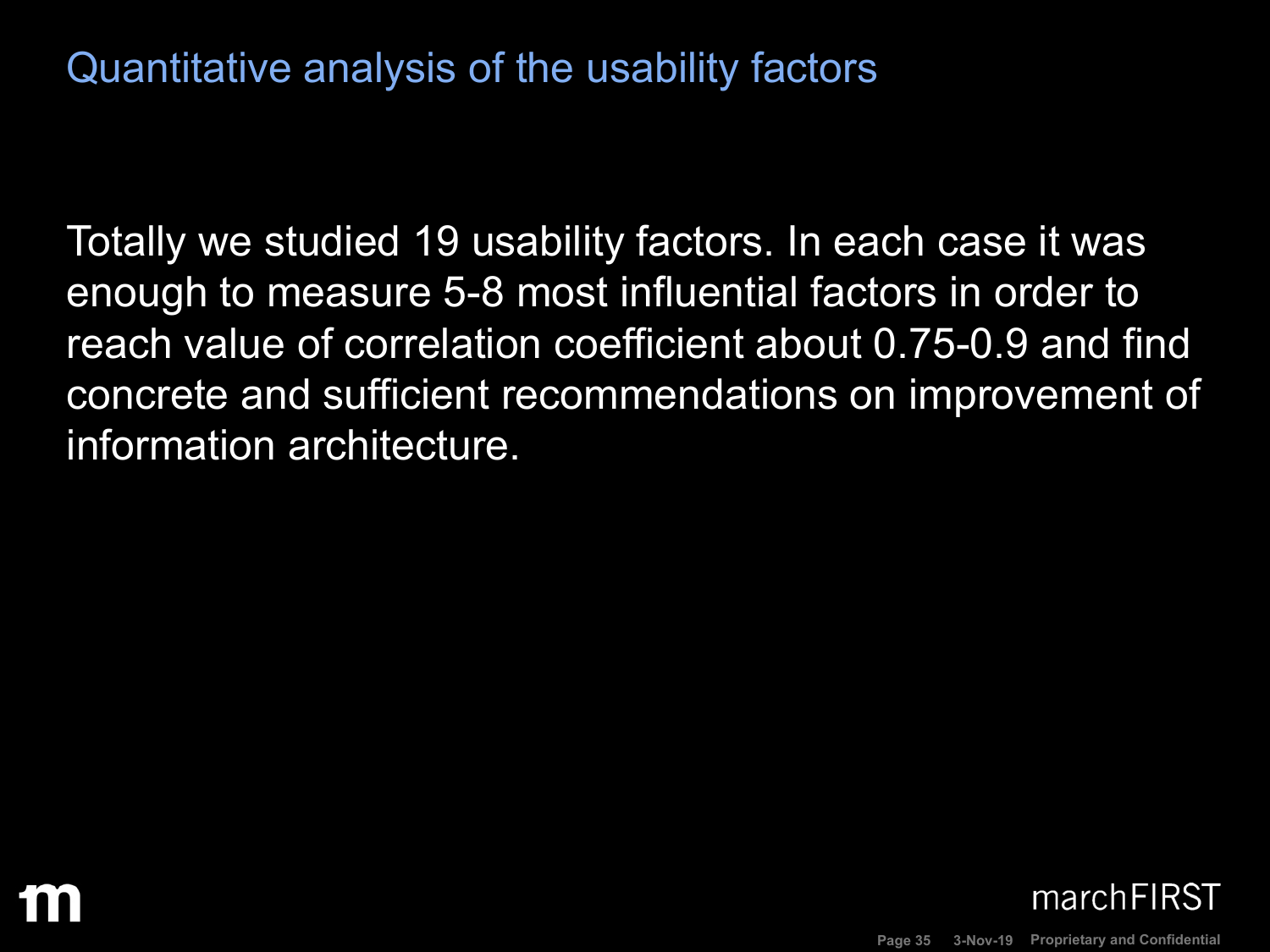# Quantitative analysis of the usability factors

Totally we studied 19 usability factors. In each case it was enough to measure 5-8 most influential factors in order to reach value of correlation coefficient about 0.75-0.9 and find concrete and sufficient recommendations on improvement of information architecture.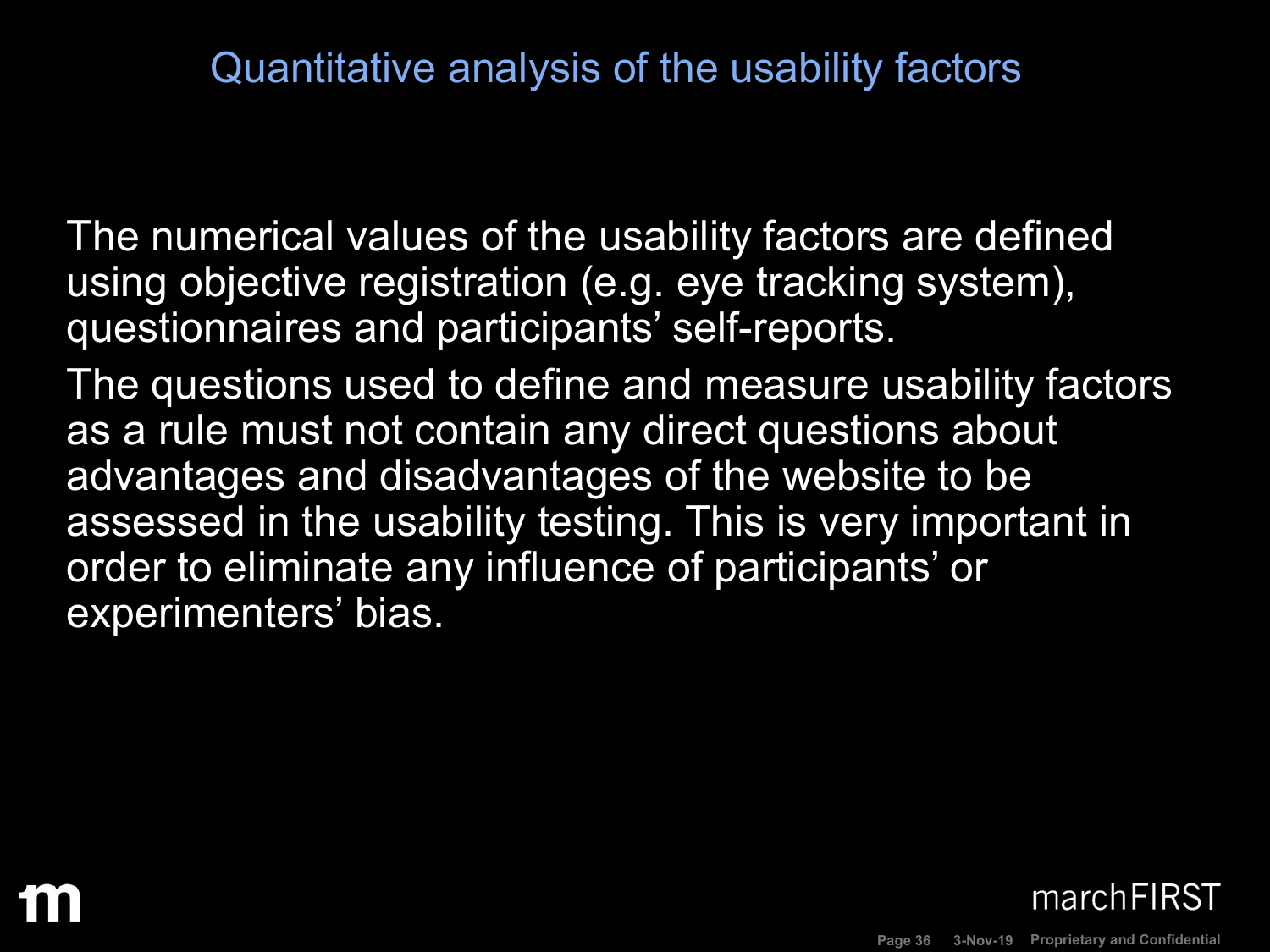## Quantitative analysis of the usability factors

The numerical values of the usability factors are defined using objective registration (e.g. eye tracking system), questionnaires and participants' self-reports.

The questions used to define and measure usability factors as a rule must not contain any direct questions about advantages and disadvantages of the website to be assessed in the usability testing. This is very important in order to eliminate any influence of participants' or experimenters' bias.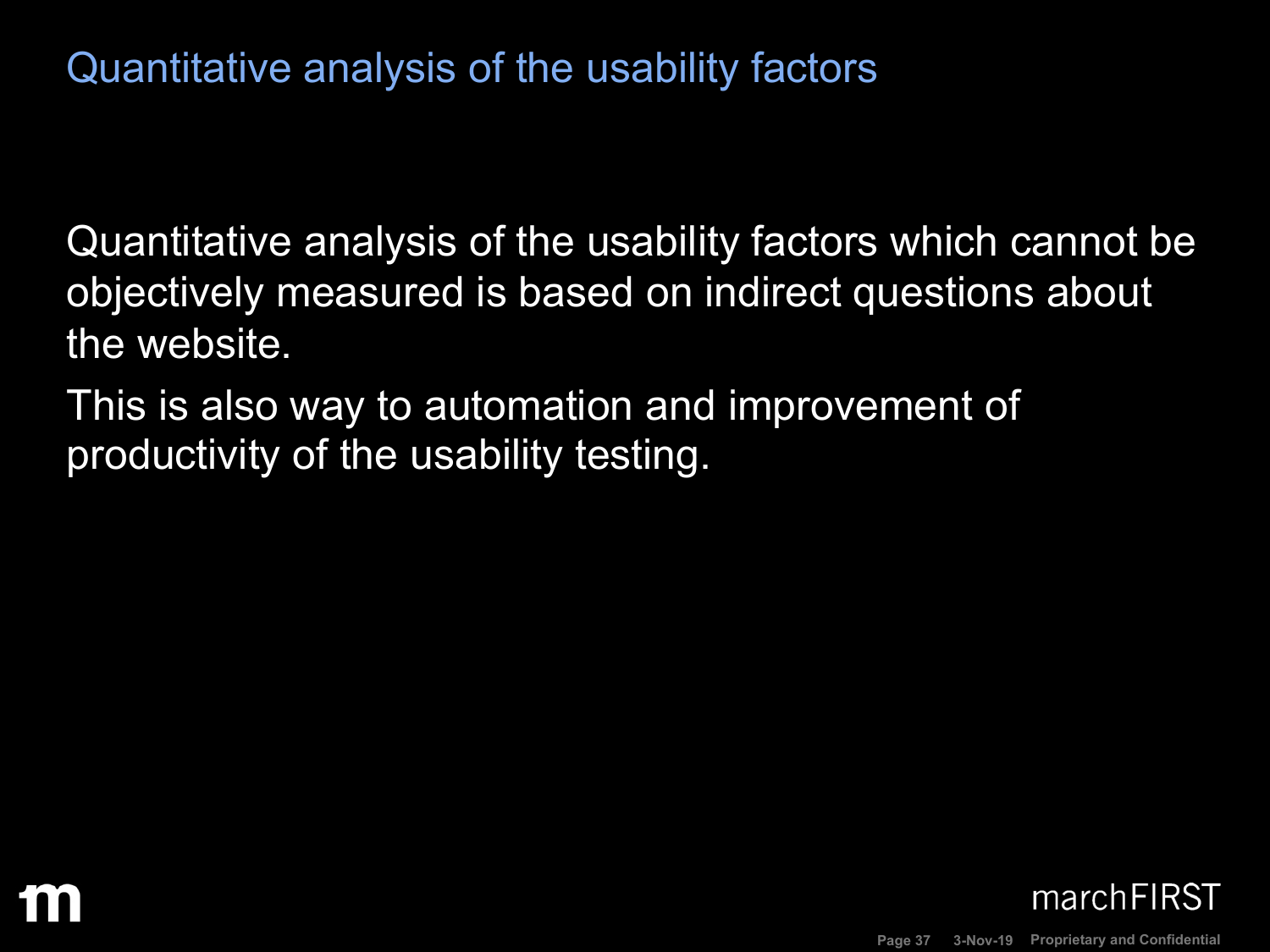# Quantitative analysis of the usability factors

Quantitative analysis of the usability factors which cannot be objectively measured is based on indirect questions about the website.

This is also way to automation and improvement of productivity of the usability testing.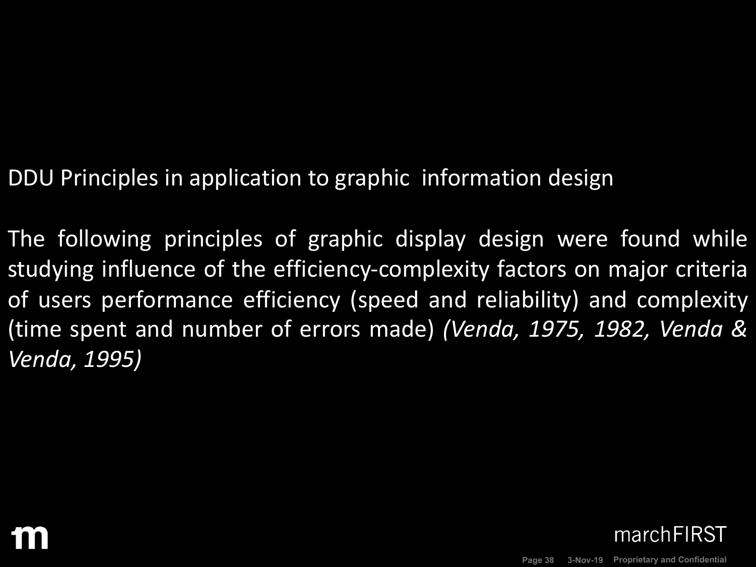DDU Principles in application to graphic information design

The following principles of graphic display design were found while studying influence of the efficiency-complexity factors on major criteria of users performance efficiency (speed and reliability) and complexity (time spent and number of errors made) *(Venda, 1975, 1982, Venda & Venda, 1995)*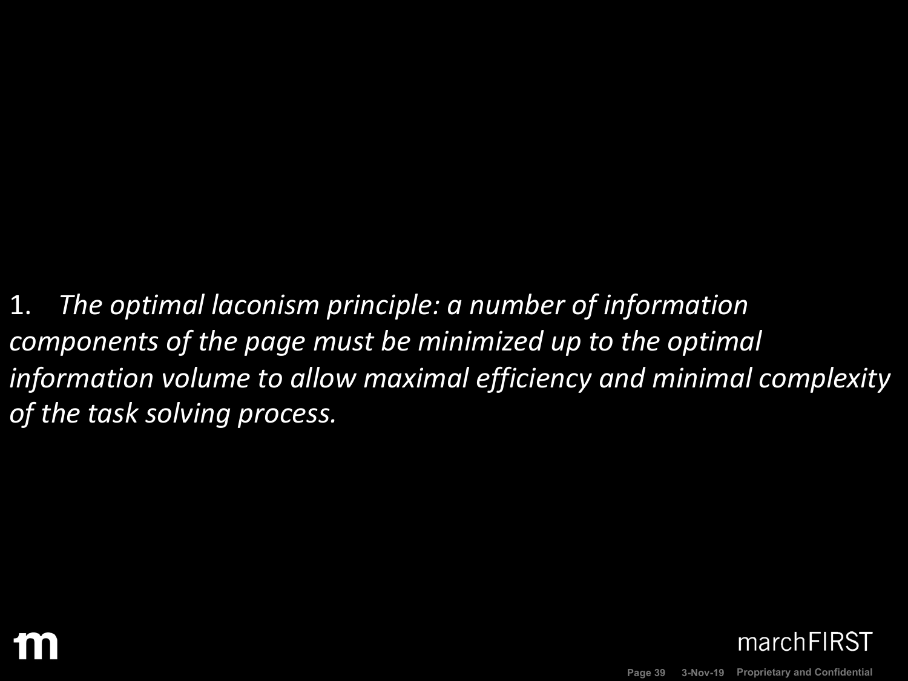1. *The optimal laconism principle: a number of information components of the page must be minimized up to the optimal information volume to allow maximal efficiency and minimal complexity of the task solving process.*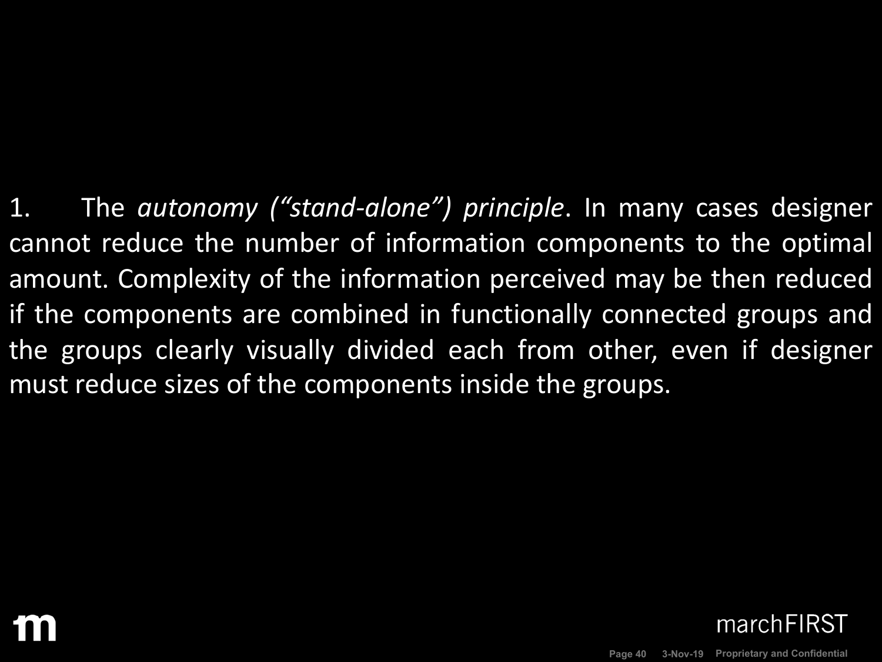1. The *autonomy ("stand-alone") principle*. In many cases designer cannot reduce the number of information components to the optimal amount. Complexity of the information perceived may be then reduced if the components are combined in functionally connected groups and the groups clearly visually divided each from other, even if designer must reduce sizes of the components inside the groups.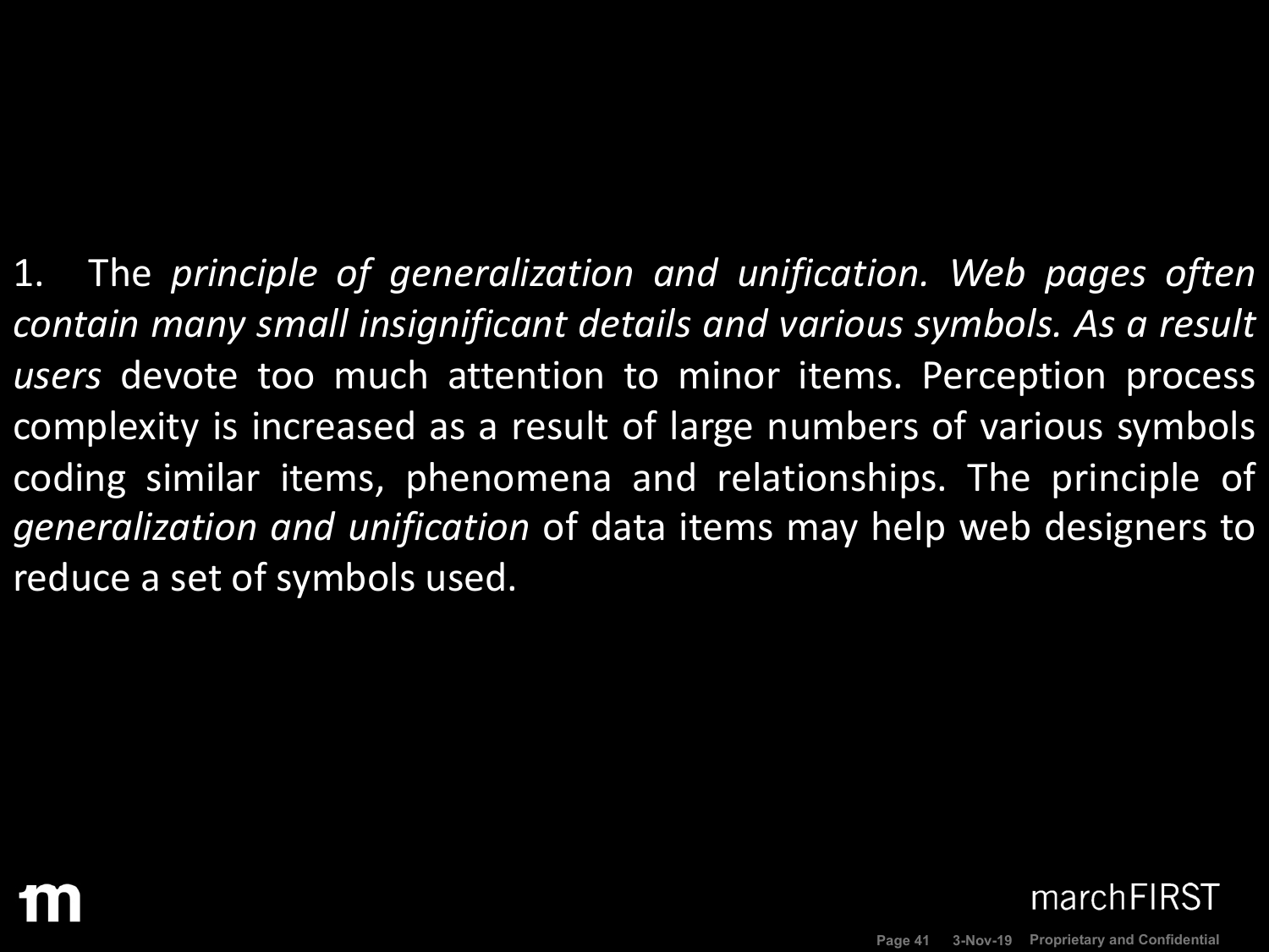1. The *principle of generalization and unification. Web pages often contain many small insignificant details and various symbols. As a result users* devote too much attention to minor items. Perception process complexity is increased as a result of large numbers of various symbols coding similar items, phenomena and relationships. The principle of *generalization and unification* of data items may help web designers to reduce a set of symbols used.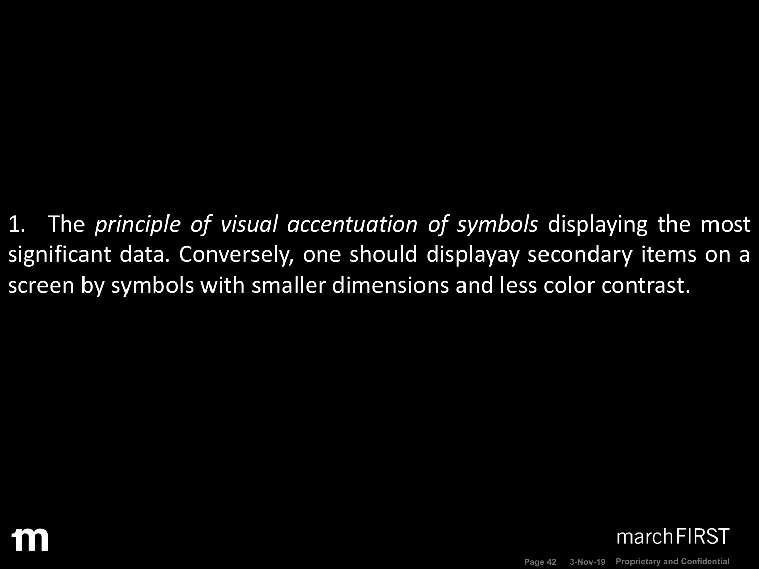1. The *principle of visual accentuation of symbols* displaying the most significant data. Conversely, one should displayay secondary items on a screen by symbols with smaller dimensions and less color contrast.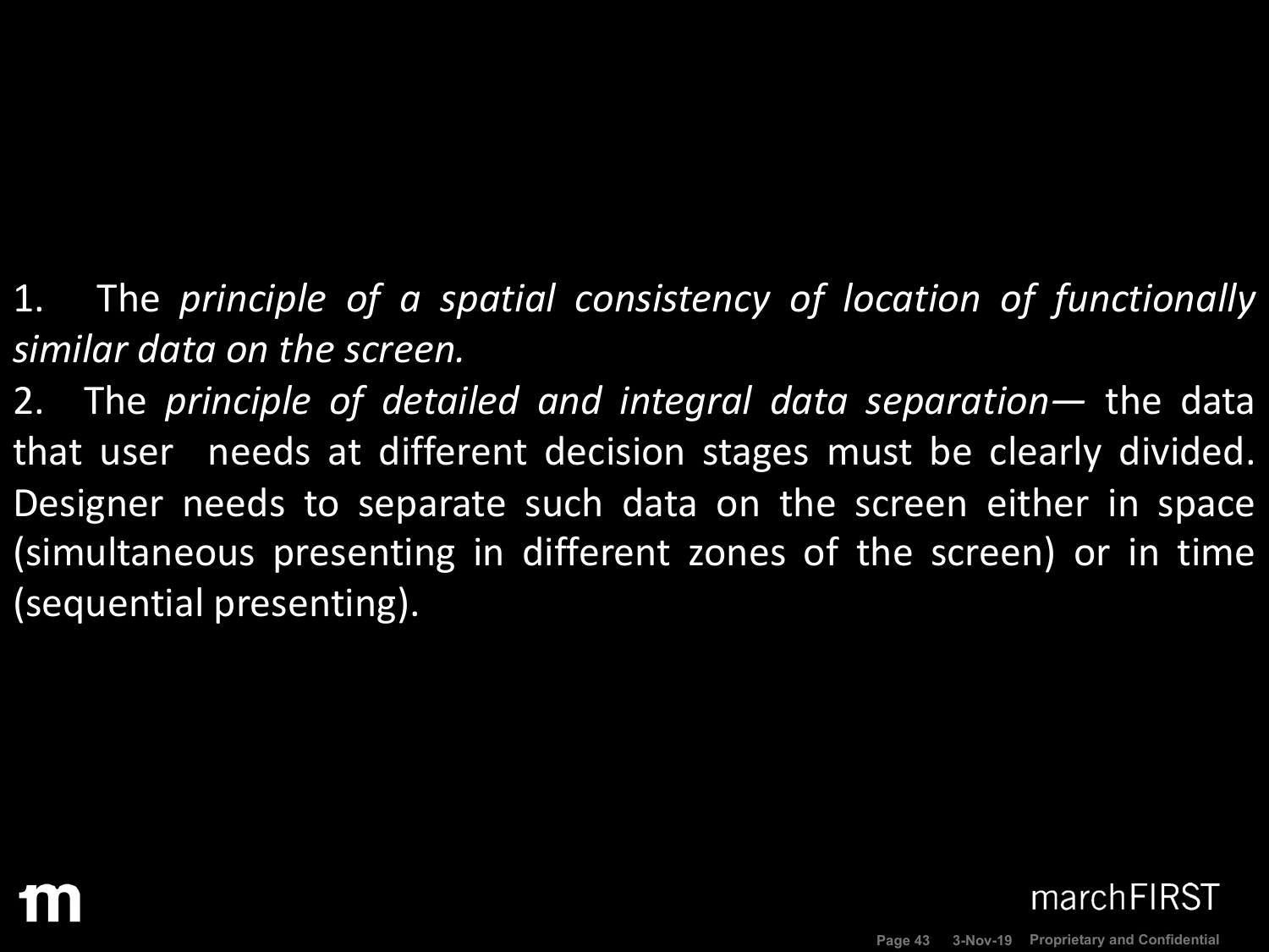1. The *principle of a spatial consistency of location of functionally similar data on the screen.*
2. The *principle of detailed and integral data separation*— the data that user needs at different decision stages must be clearly divided. Designer needs to separate such data on the screen either in space (simultaneous presenting in different zones of the screen) or in time (sequential presenting).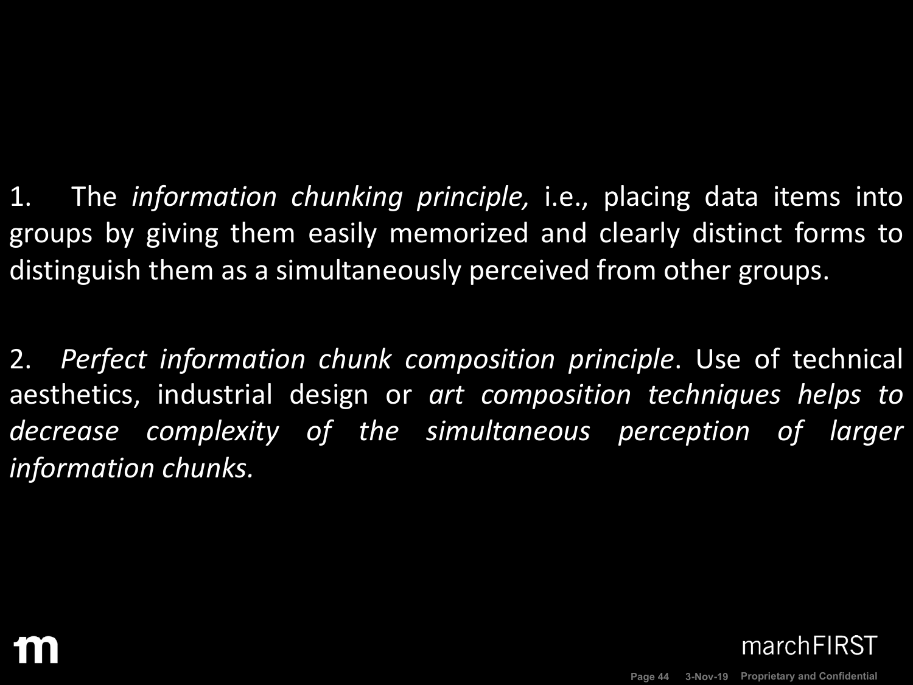1. The *information chunking principle,* i.e., placing data items into groups by giving them easily memorized and clearly distinct forms to distinguish them as a simultaneously perceived from other groups.

2. *Perfect information chunk composition principle*. Use of technical aesthetics, industrial design or *art composition techniques helps to decrease complexity of the simultaneous perception of larger information chunks.*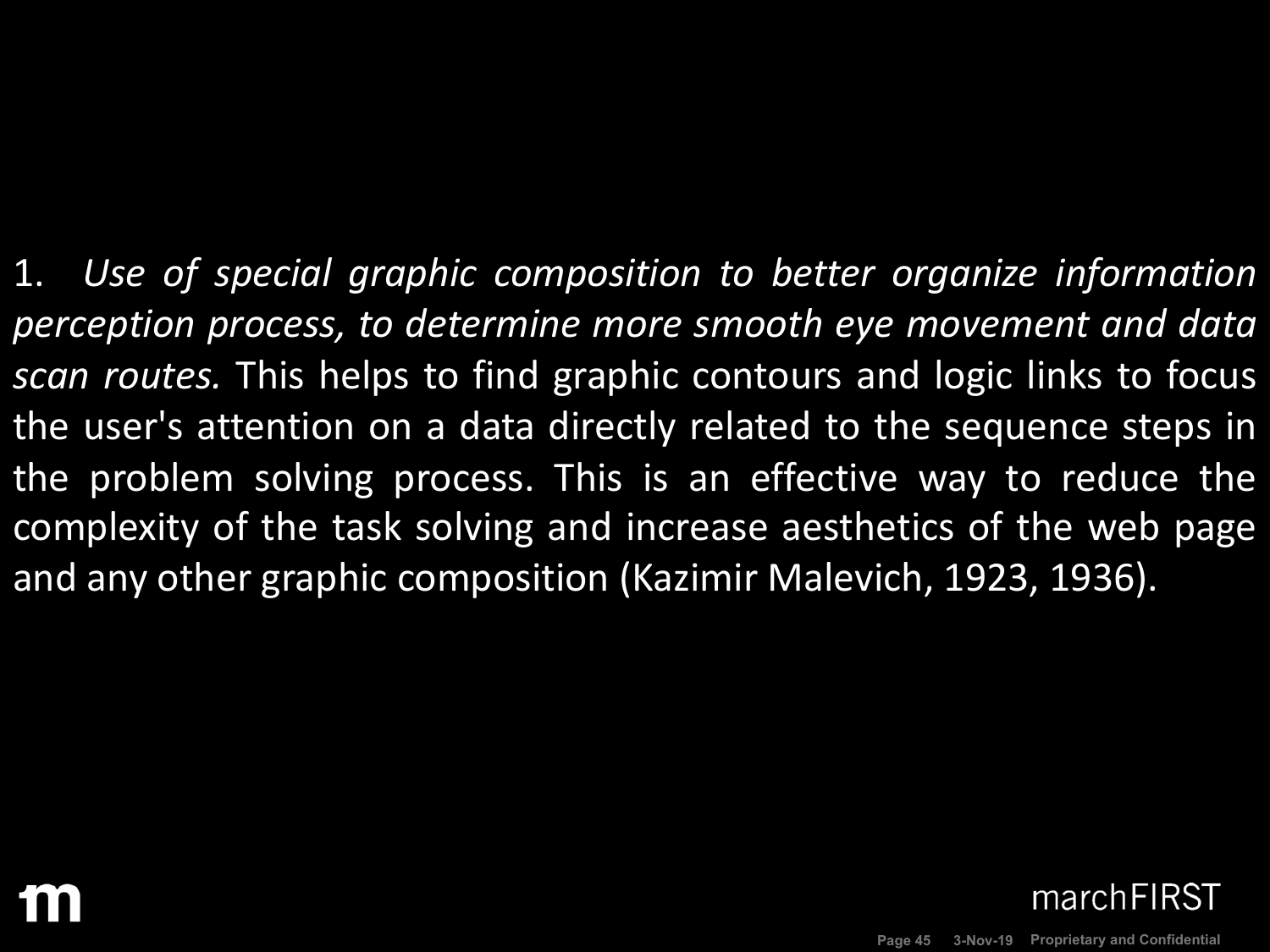1. *Use of special graphic composition to better organize information perception process, to determine more smooth eye movement and data scan routes.* This helps to find graphic contours and logic links to focus the user's attention on a data directly related to the sequence steps in the problem solving process. This is an effective way to reduce the complexity of the task solving and increase aesthetics of the web page and any other graphic composition (Kazimir Malevich, 1923, 1936).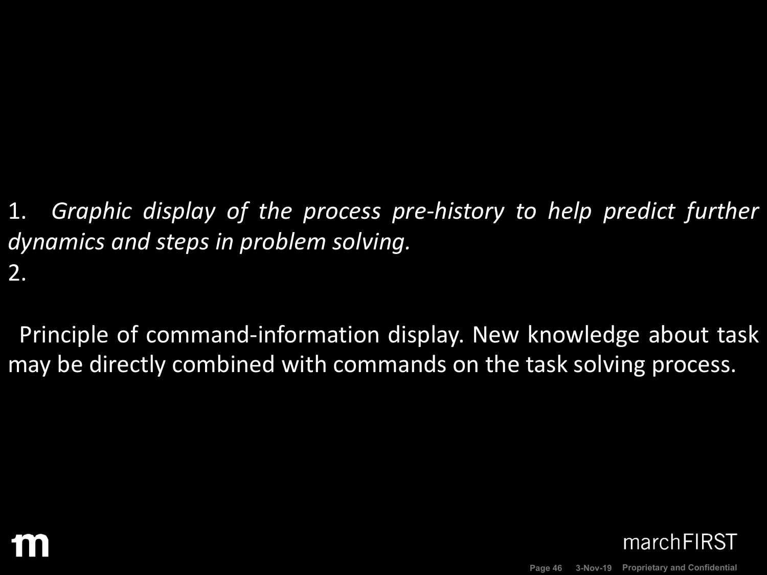1. *Graphic display of the process pre-history to help predict further dynamics and steps in problem solving.*
2. 

Principle of command-information display. New knowledge about task may be directly combined with commands on the task solving process.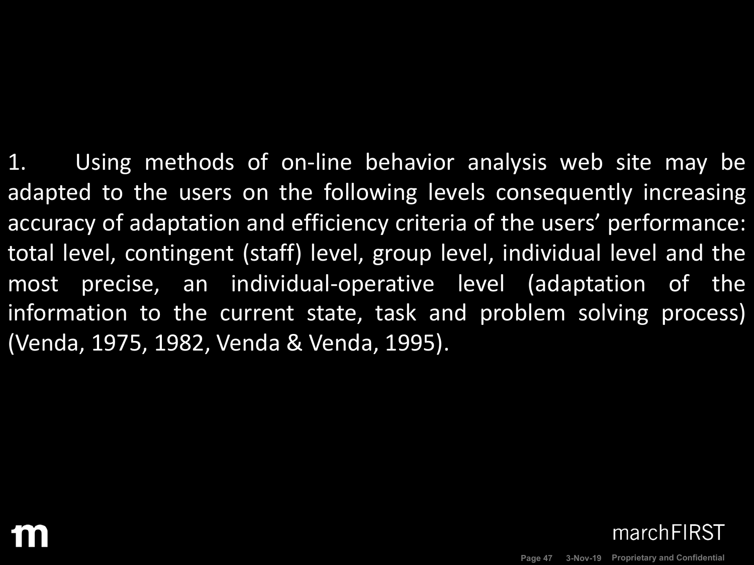1. Using methods of on-line behavior analysis web site may be adapted to the users on the following levels consequently increasing accuracy of adaptation and efficiency criteria of the users' performance: total level, contingent (staff) level, group level, individual level and the most precise, an individual-operative level (adaptation of the information to the current state, task and problem solving process) (Venda, 1975, 1982, Venda & Venda, 1995).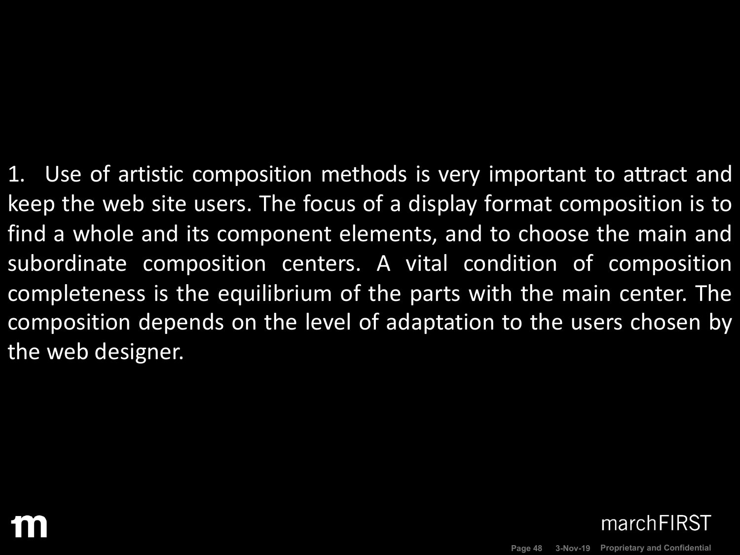1. Use of artistic composition methods is very important to attract and keep the web site users. The focus of a display format composition is to find a whole and its component elements, and to choose the main and subordinate composition centers. A vital condition of composition completeness is the equilibrium of the parts with the main center. The composition depends on the level of adaptation to the users chosen by the web designer.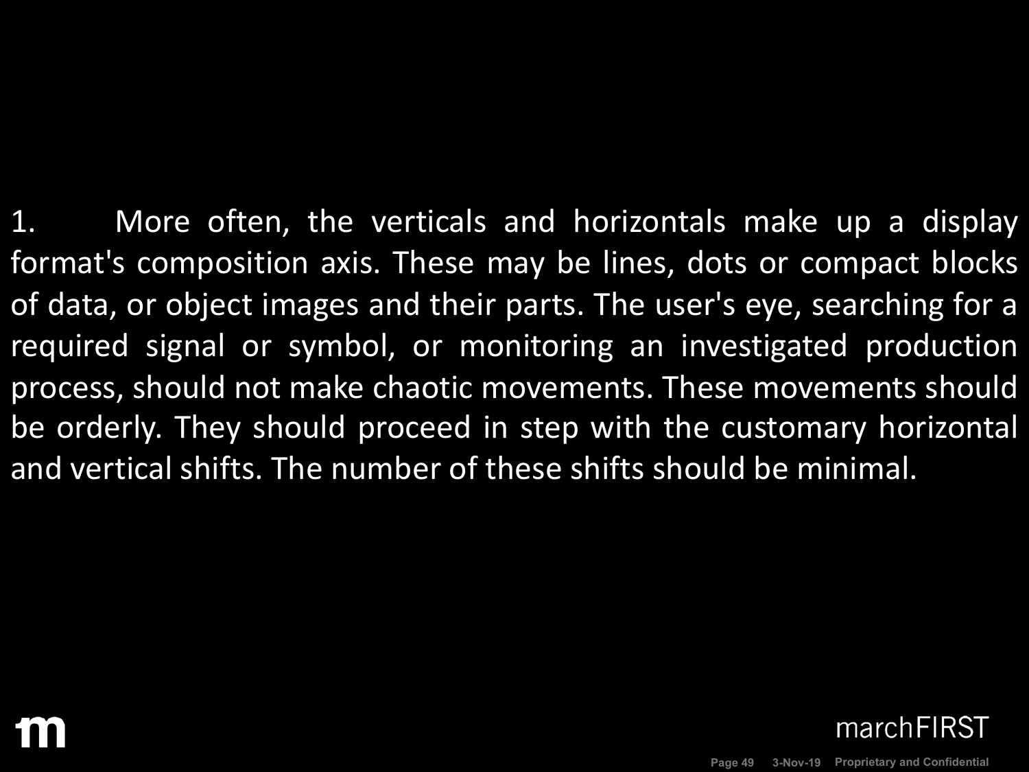1. More often, the verticals and horizontals make up a display format's composition axis. These may be lines, dots or compact blocks of data, or object images and their parts. The user's eye, searching for a required signal or symbol, or monitoring an investigated production process, should not make chaotic movements. These movements should be orderly. They should proceed in step with the customary horizontal and vertical shifts. The number of these shifts should be minimal.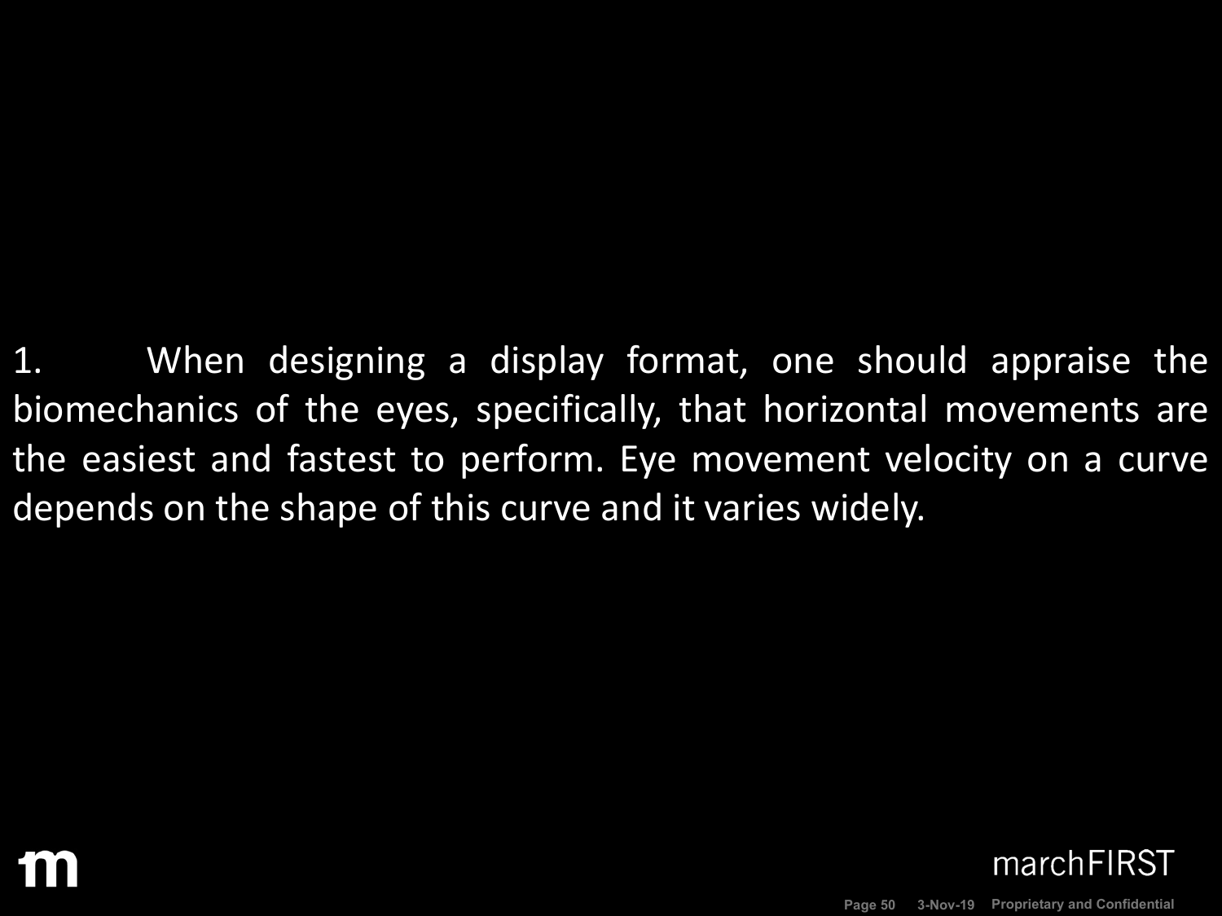1. When designing a display format, one should appraise the biomechanics of the eyes, specifically, that horizontal movements are the easiest and fastest to perform. Eye movement velocity on a curve depends on the shape of this curve and it varies widely.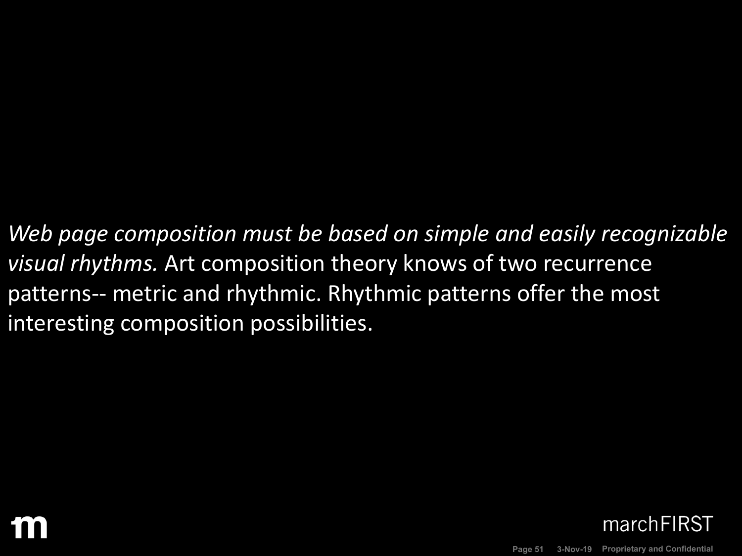*Web page composition must be based on simple and easily recognizable visual rhythms.* Art composition theory knows of two recurrence patterns-- metric and rhythmic. Rhythmic patterns offer the most interesting composition possibilities.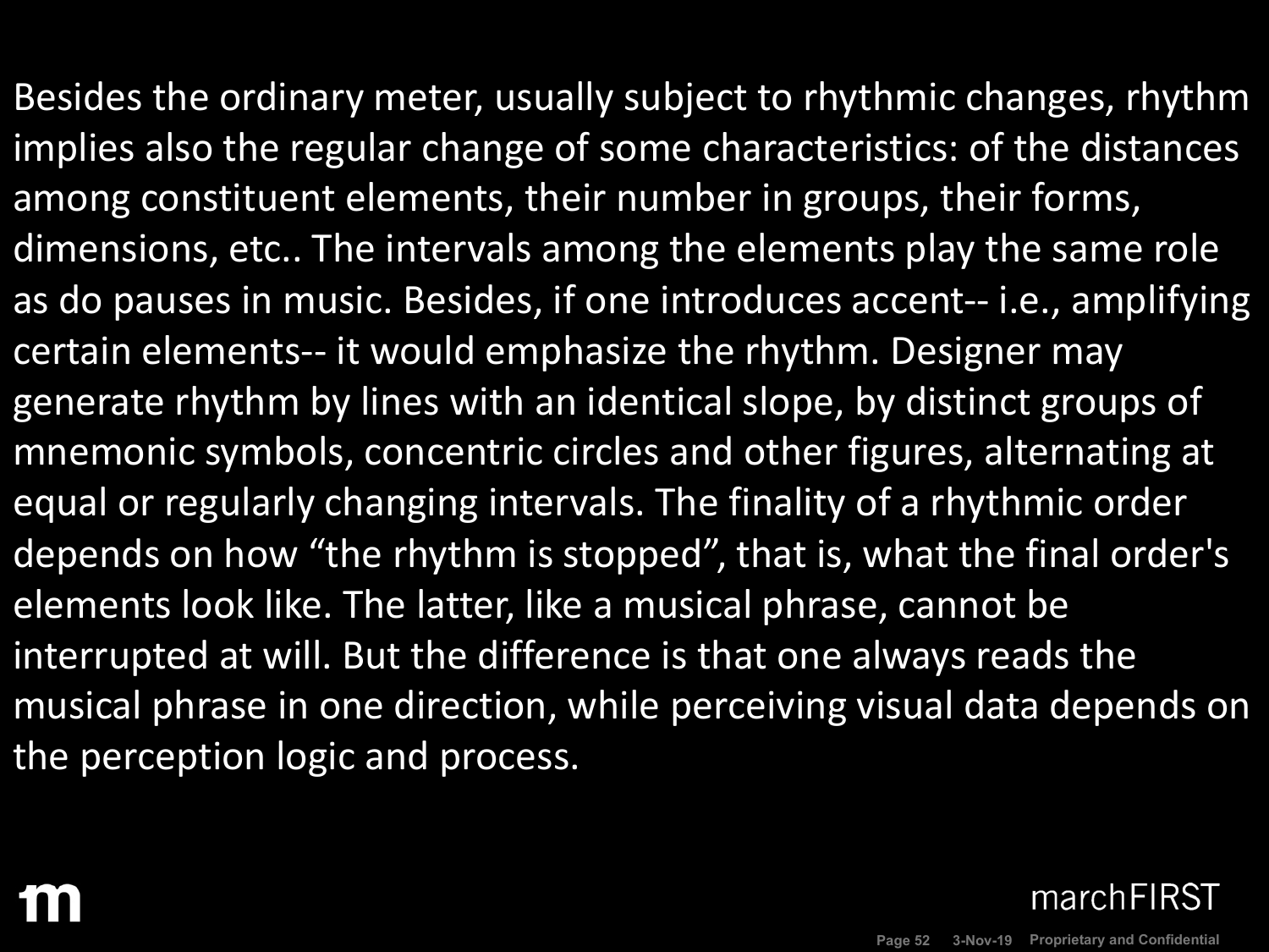Besides the ordinary meter, usually subject to rhythmic changes, rhythm implies also the regular change of some characteristics: of the distances among constituent elements, their number in groups, their forms, dimensions, etc.. The intervals among the elements play the same role as do pauses in music. Besides, if one introduces accent-- i.e., amplifying certain elements-- it would emphasize the rhythm. Designer may generate rhythm by lines with an identical slope, by distinct groups of mnemonic symbols, concentric circles and other figures, alternating at equal or regularly changing intervals. The finality of a rhythmic order depends on how "the rhythm is stopped", that is, what the final order's elements look like. The latter, like a musical phrase, cannot be interrupted at will. But the difference is that one always reads the musical phrase in one direction, while perceiving visual data depends on the perception logic and process.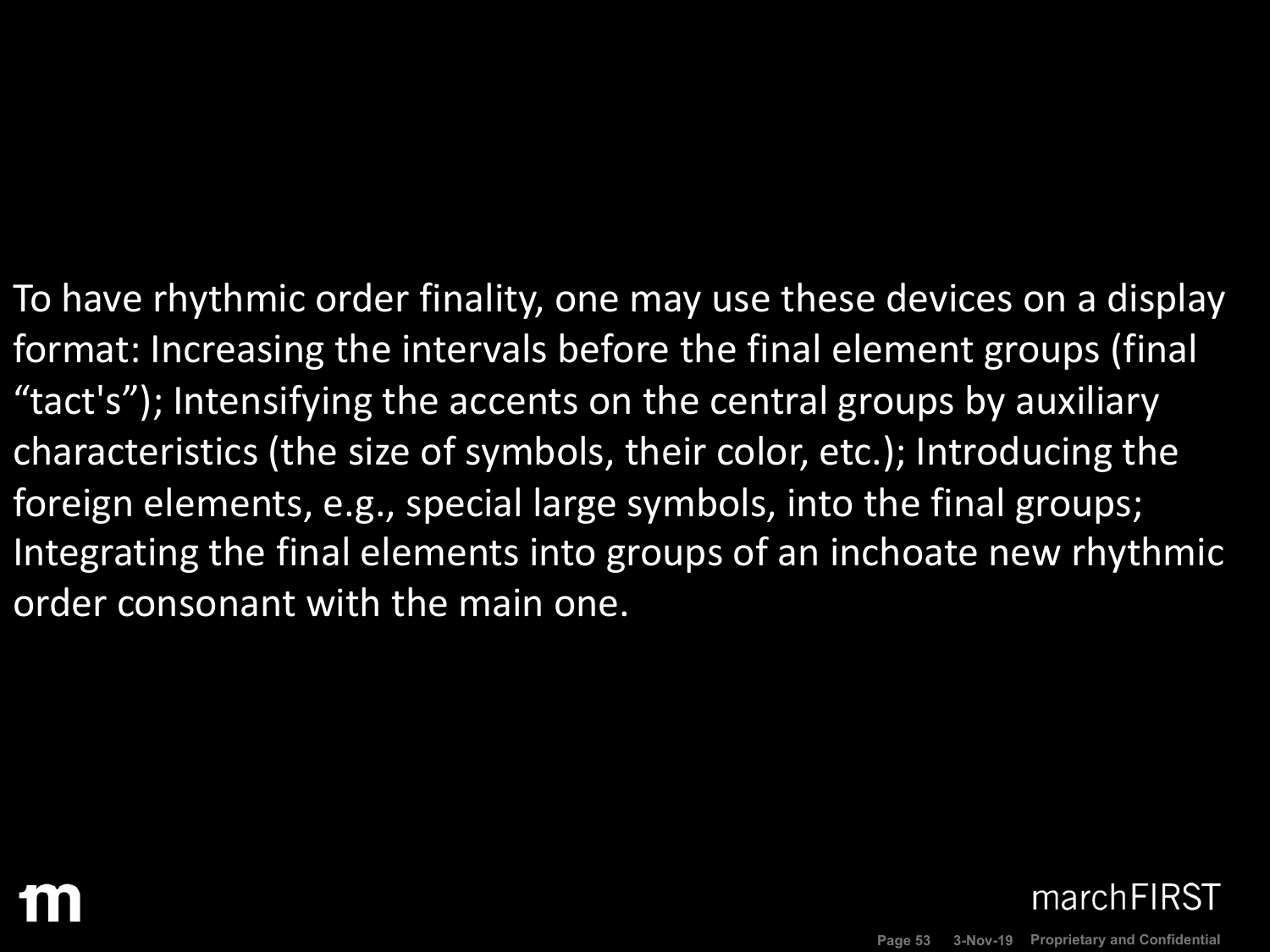To have rhythmic order finality, one may use these devices on a display format: Increasing the intervals before the final element groups (final “tact's”); Intensifying the accents on the central groups by auxiliary characteristics (the size of symbols, their color, etc.); Introducing the foreign elements, e.g., special large symbols, into the final groups; Integrating the final elements into groups of an inchoate new rhythmic order consonant with the main one.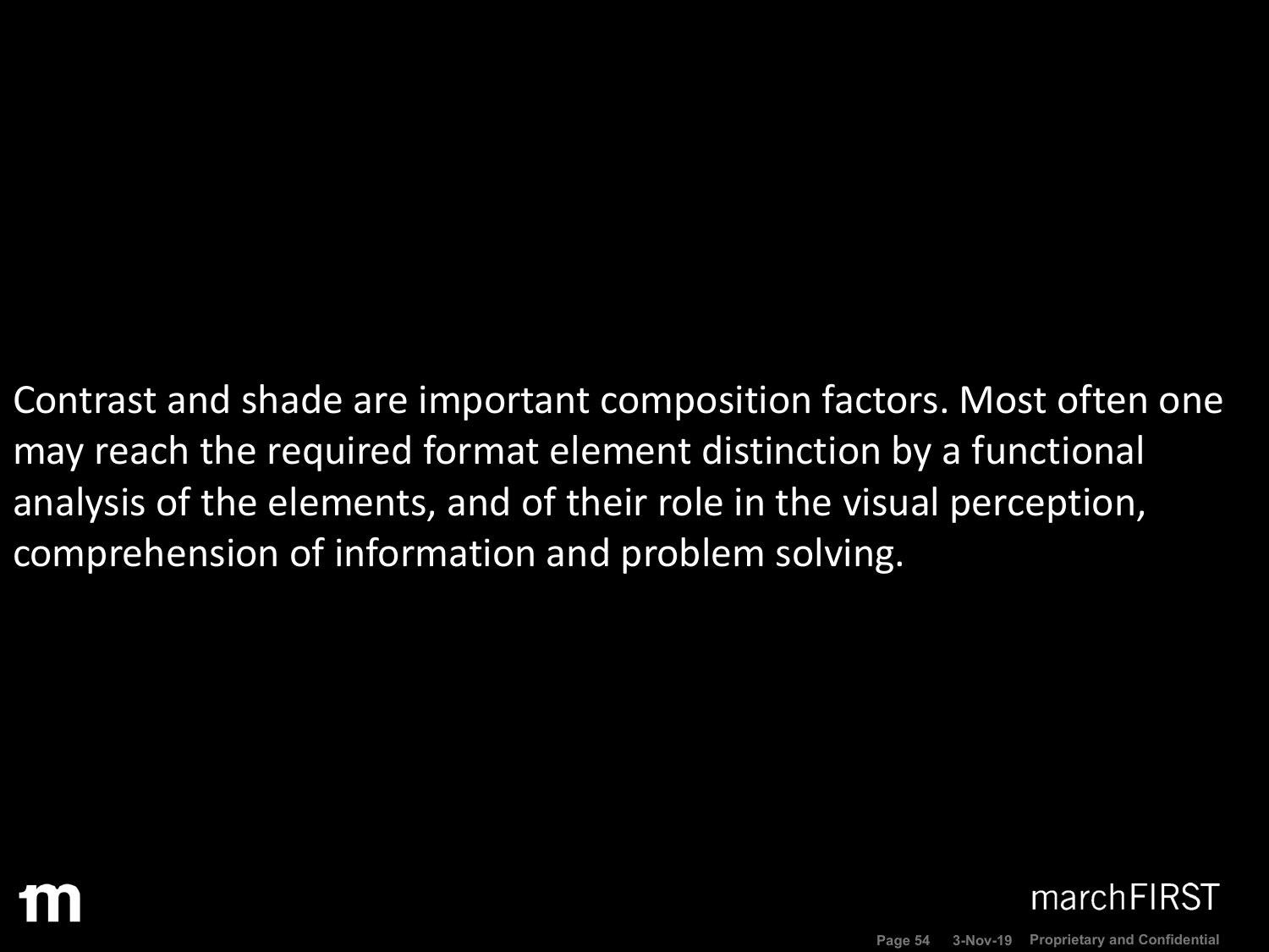Contrast and shade are important composition factors. Most often one may reach the required format element distinction by a functional analysis of the elements, and of their role in the visual perception, comprehension of information and problem solving.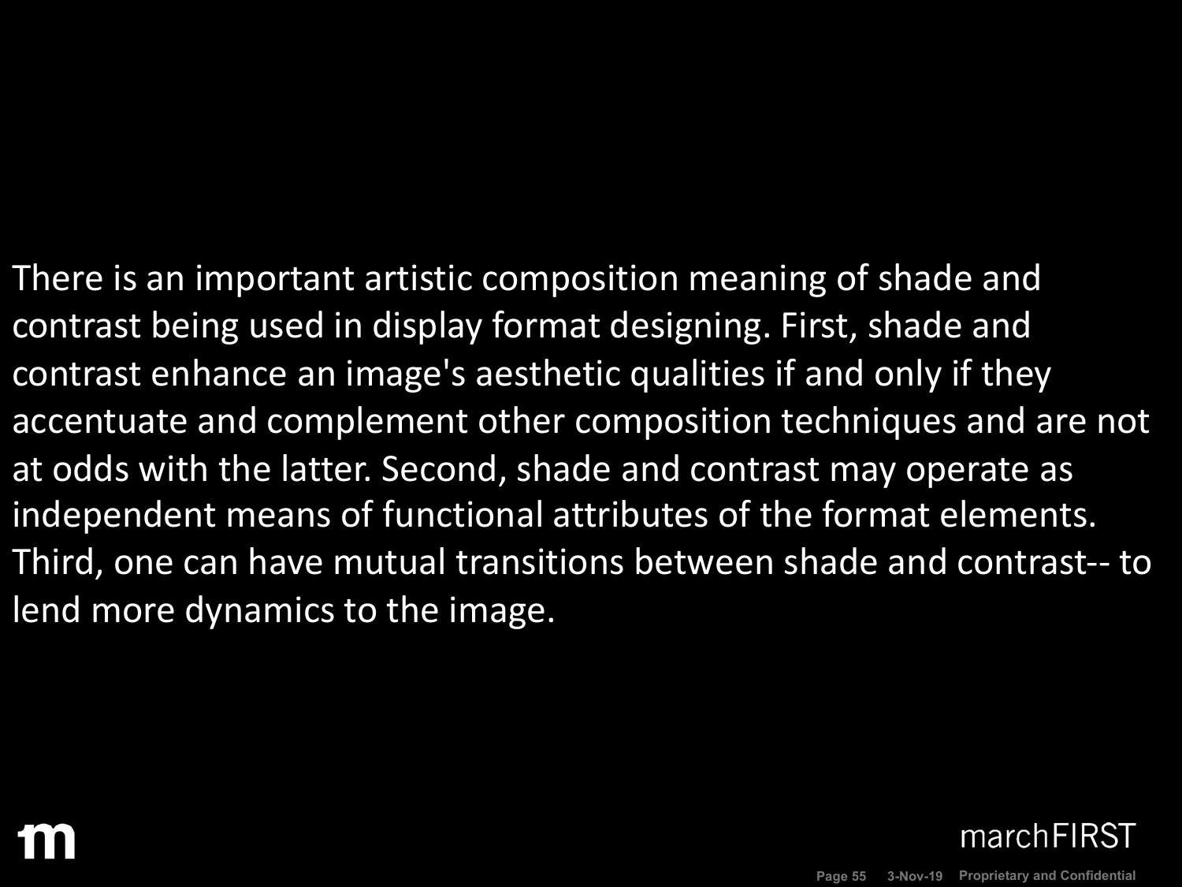There is an important artistic composition meaning of shade and contrast being used in display format designing. First, shade and contrast enhance an image's aesthetic qualities if and only if they accentuate and complement other composition techniques and are not at odds with the latter. Second, shade and contrast may operate as independent means of functional attributes of the format elements. Third, one can have mutual transitions between shade and contrast-- to lend more dynamics to the image.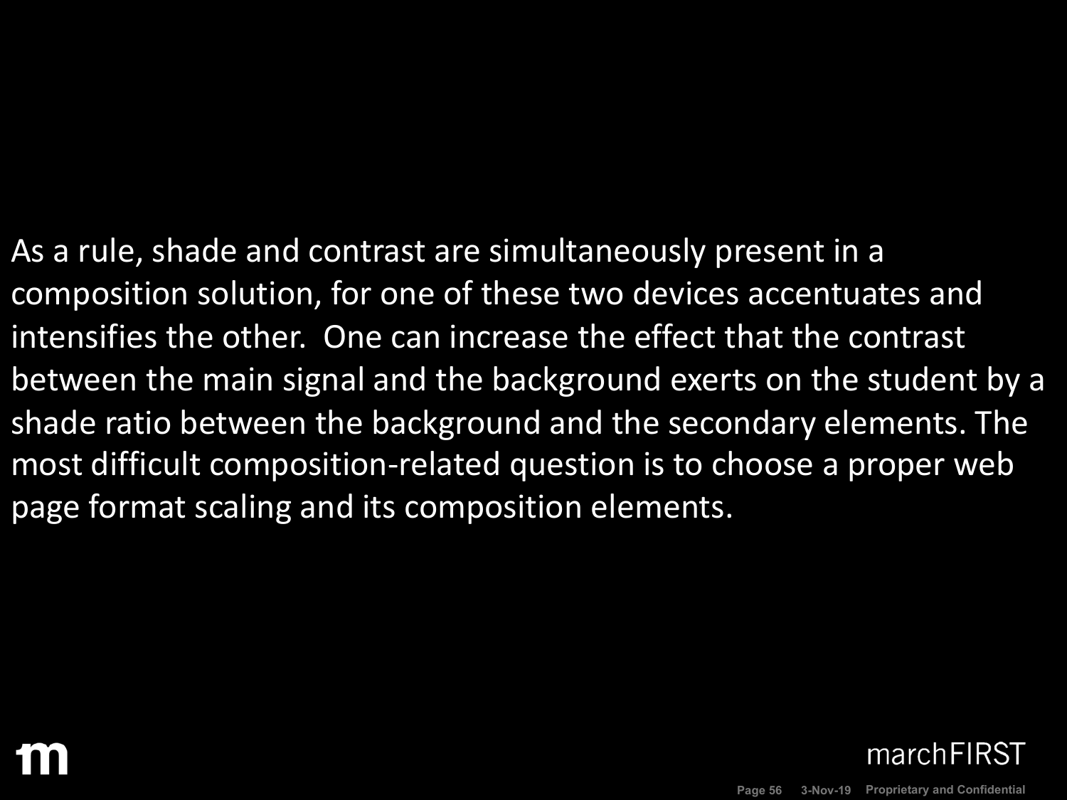As a rule, shade and contrast are simultaneously present in a composition solution, for one of these two devices accentuates and intensifies the other.  One can increase the effect that the contrast between the main signal and the background exerts on the student by a shade ratio between the background and the secondary elements. The most difficult composition-related question is to choose a proper web page format scaling and its composition elements.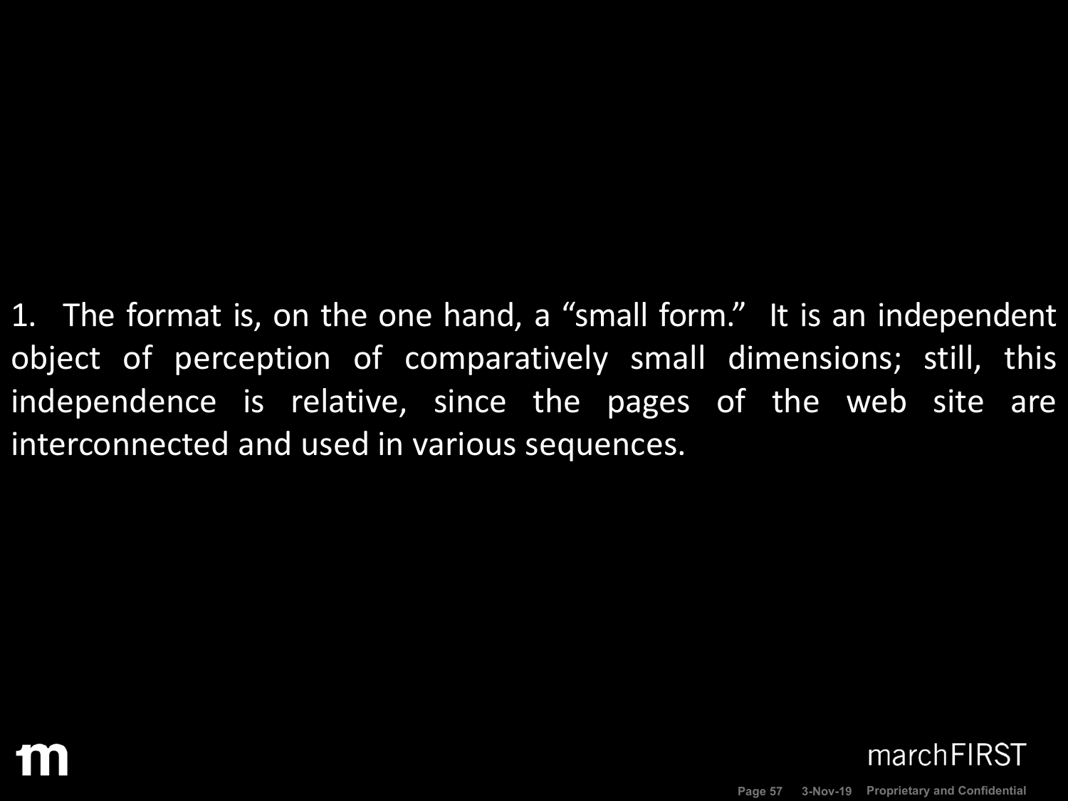1. The format is, on the one hand, a "small form." It is an independent object of perception of comparatively small dimensions; still, this independence is relative, since the pages of the web site are interconnected and used in various sequences.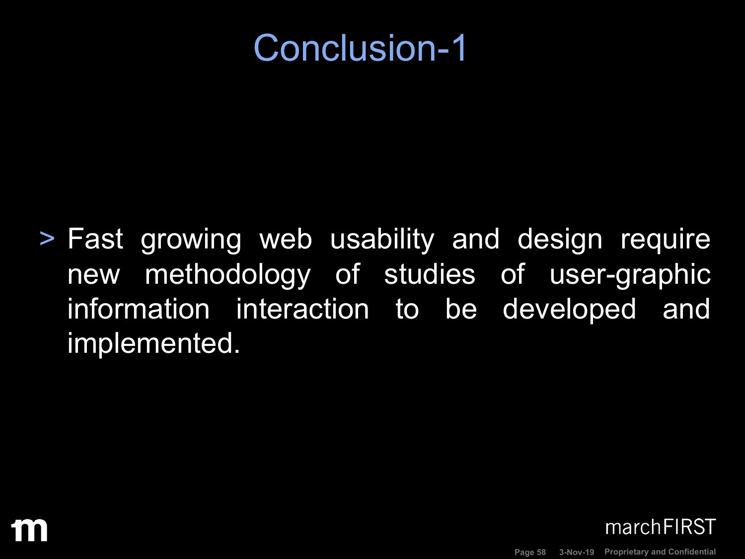# Conclusion-1

- Fast growing web usability and design require new methodology of studies of user-graphic information interaction to be developed and implemented.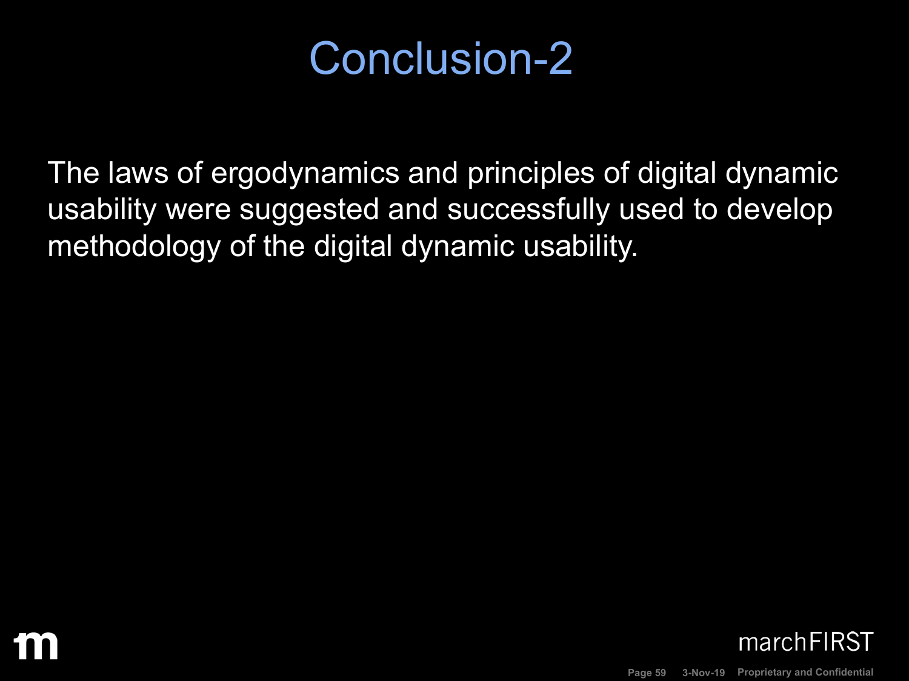# Conclusion-2

The laws of ergodynamics and principles of digital dynamic usability were suggested and successfully used to develop methodology of the digital dynamic usability.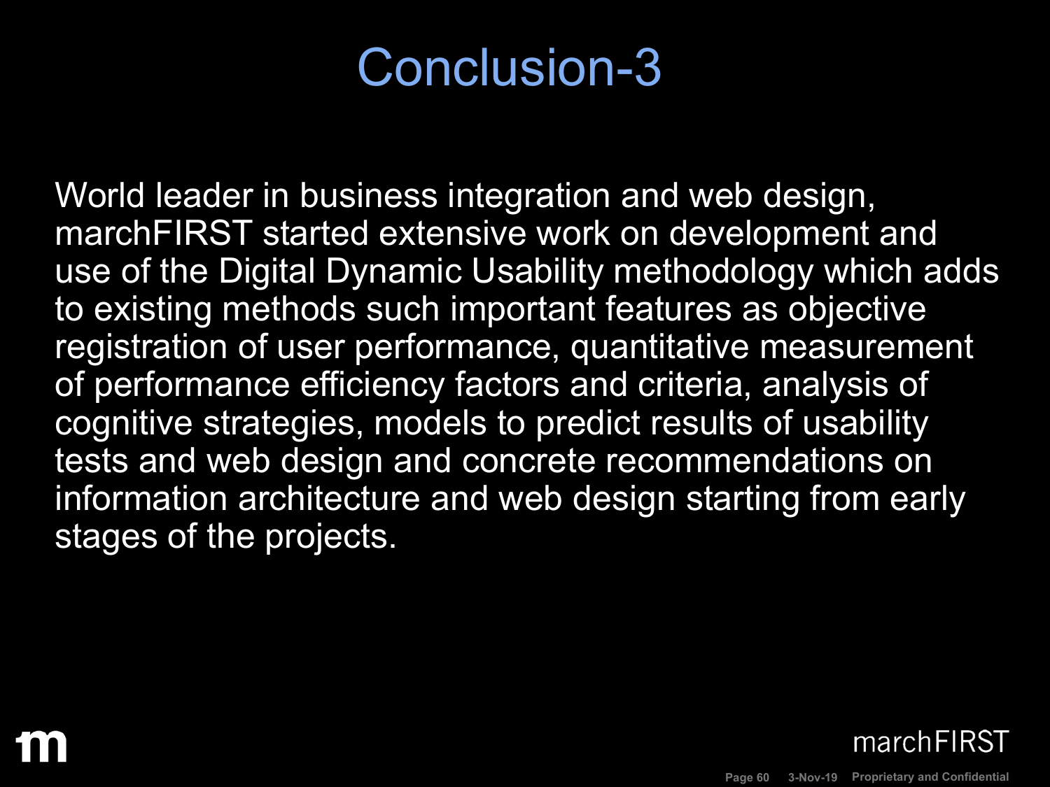# Conclusion-3

World leader in business integration and web design, marchFIRST started extensive work on development and use of the Digital Dynamic Usability methodology which adds to existing methods such important features as objective registration of user performance, quantitative measurement of performance efficiency factors and criteria, analysis of cognitive strategies, models to predict results of usability tests and web design and concrete recommendations on information architecture and web design starting from early stages of the projects.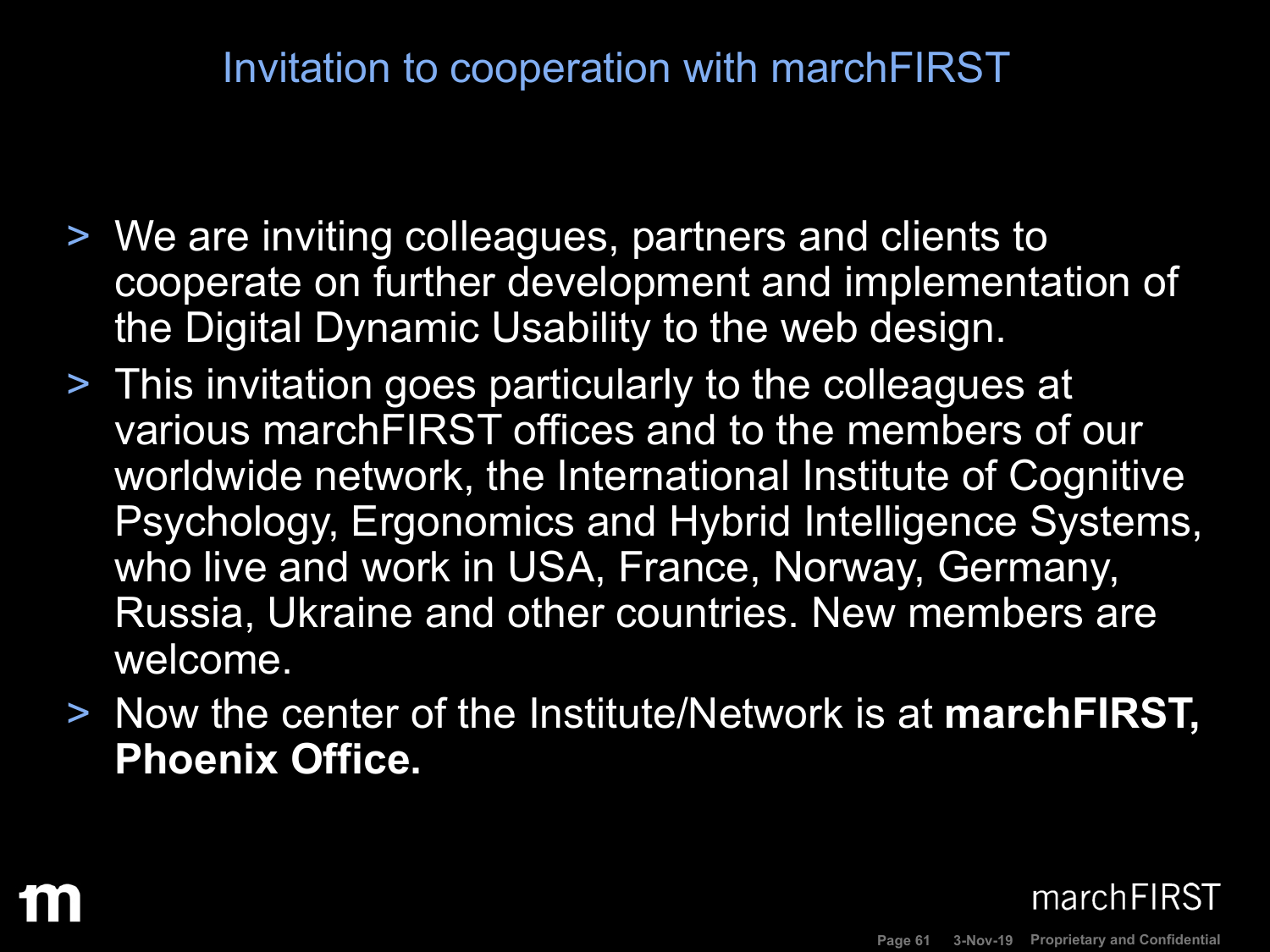# Invitation to cooperation with marchFIRST

- We are inviting colleagues, partners and clients to cooperate on further development and implementation of the Digital Dynamic Usability to the web design.
- This invitation goes particularly to the colleagues at various marchFIRST offices and to the members of our worldwide network, the International Institute of Cognitive Psychology, Ergonomics and Hybrid Intelligence Systems, who live and work in USA, France, Norway, Germany, Russia, Ukraine and other countries. New members are welcome.
- Now the center of the Institute/Network is at **marchFIRST, Phoenix Office.**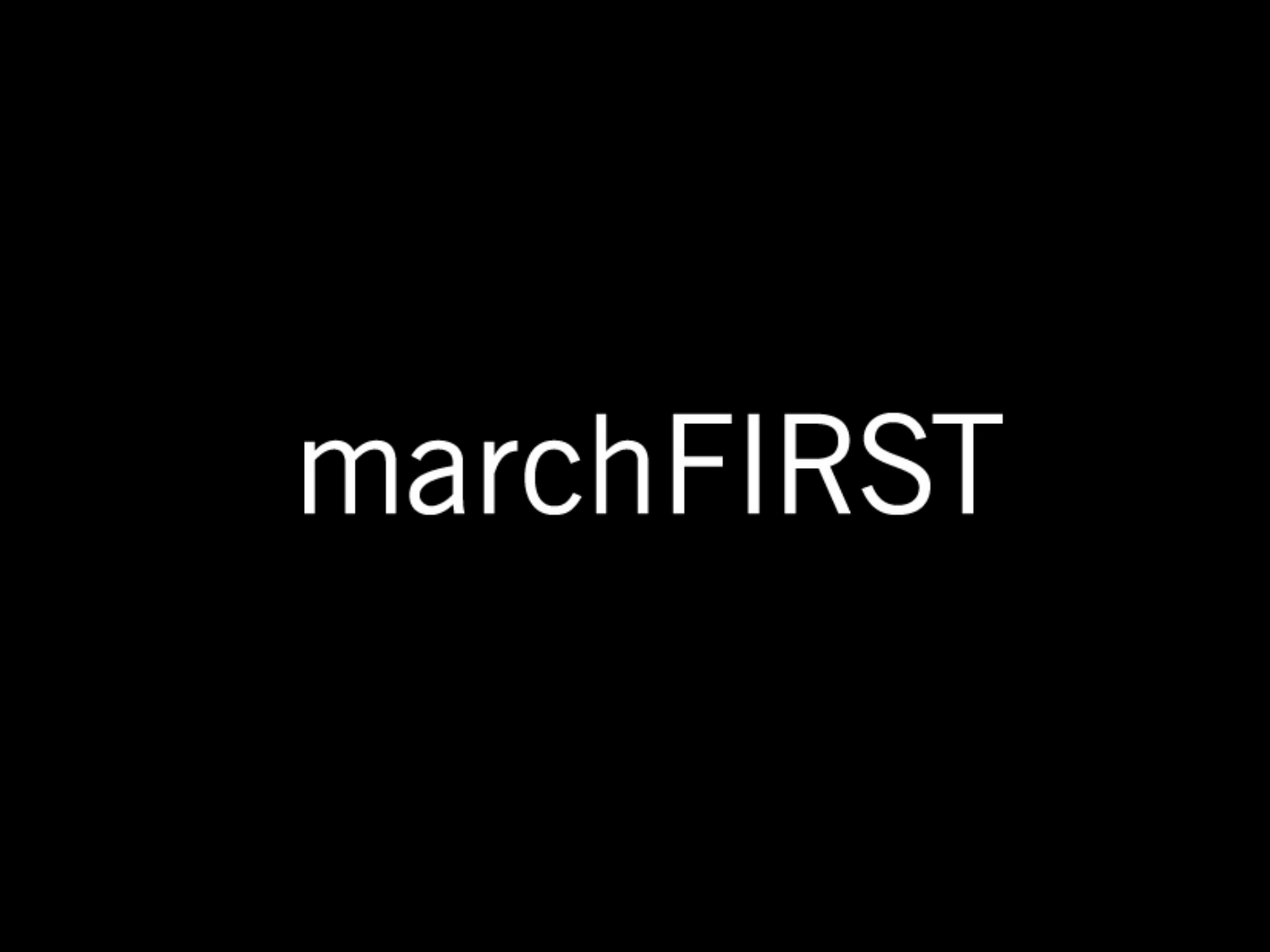marchFIRST